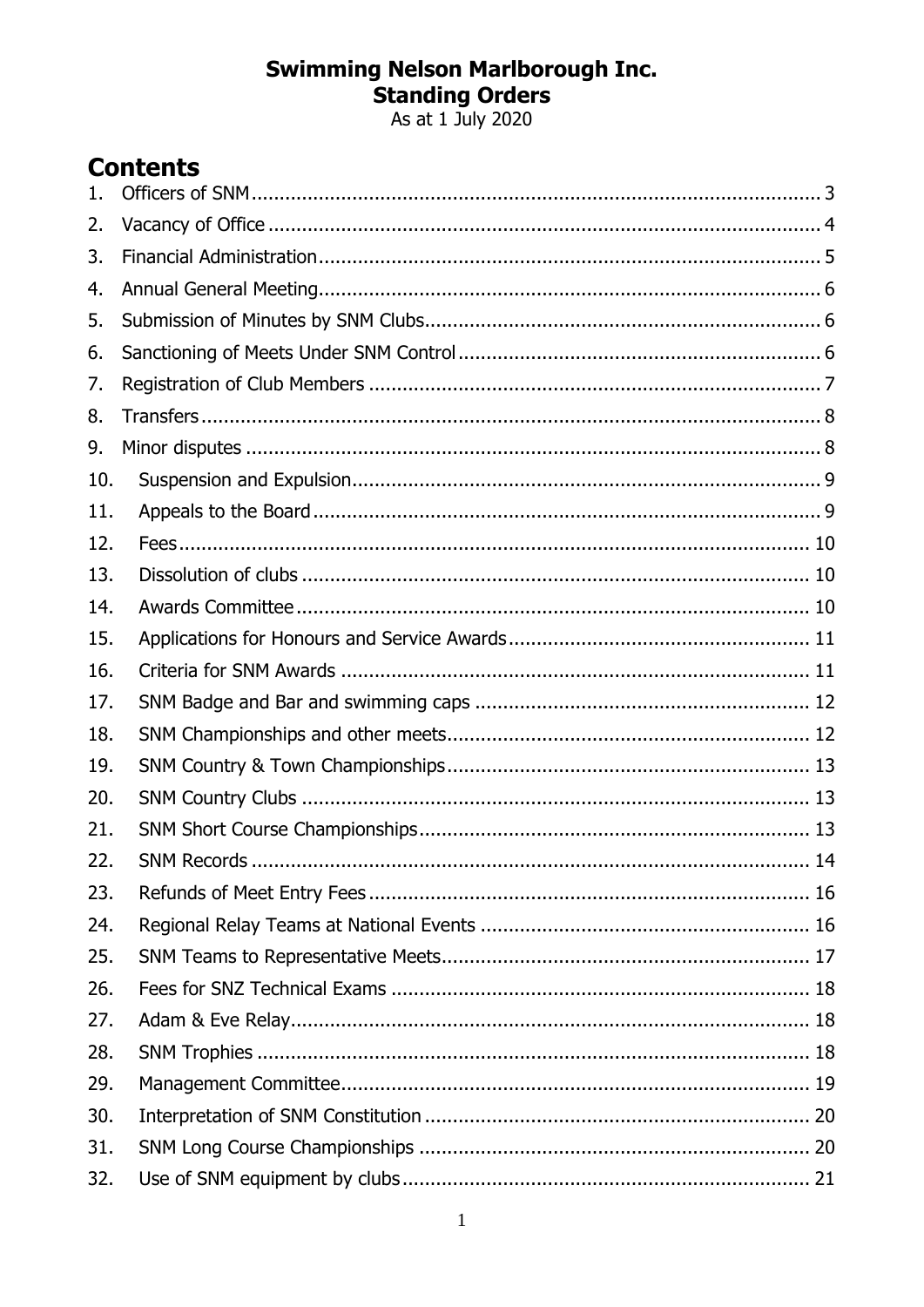# Swimming Nelson Marlborough Inc.
# Standing Orders

As at 1 July 2020

## Contents

1. Officers of SNM ... 3
2. Vacancy of Office ... 4
3. Financial Administration ... 5
4. Annual General Meeting ... 6
5. Submission of Minutes by SNM Clubs ... 6
6. Sanctioning of Meets Under SNM Control ... 6
7. Registration of Club Members ... 7
8. Transfers ... 8
9. Minor disputes ... 8
10. Suspension and Expulsion ... 9
11. Appeals to the Board ... 9
12. Fees ... 10
13. Dissolution of clubs ... 10
14. Awards Committee ... 10
15. Applications for Honours and Service Awards ... 11
16. Criteria for SNM Awards ... 11
17. SNM Badge and Bar and swimming caps ... 12
18. SNM Championships and other meets ... 12
19. SNM Country & Town Championships ... 13
20. SNM Country Clubs ... 13
21. SNM Short Course Championships ... 13
22. SNM Records ... 14
23. Refunds of Meet Entry Fees ... 16
24. Regional Relay Teams at National Events ... 16
25. SNM Teams to Representative Meets ... 17
26. Fees for SNZ Technical Exams ... 18
27. Adam & Eve Relay ... 18
28. SNM Trophies ... 18
29. Management Committee ... 19
30. Interpretation of SNM Constitution ... 20
31. SNM Long Course Championships ... 20
32. Use of SNM equipment by clubs ... 21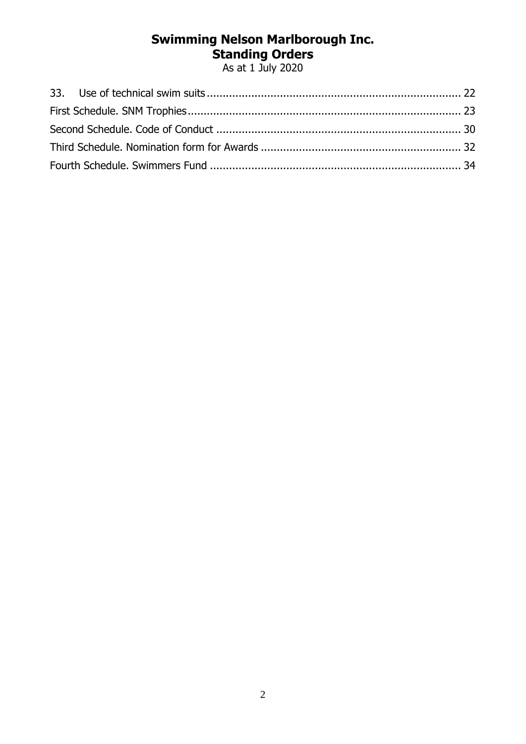33. Use of technical swim suits ... 22

First Schedule. SNM Trophies ... 23

Second Schedule. Code of Conduct ... 30

Third Schedule. Nomination form for Awards ... 32

Fourth Schedule. Swimmers Fund ... 34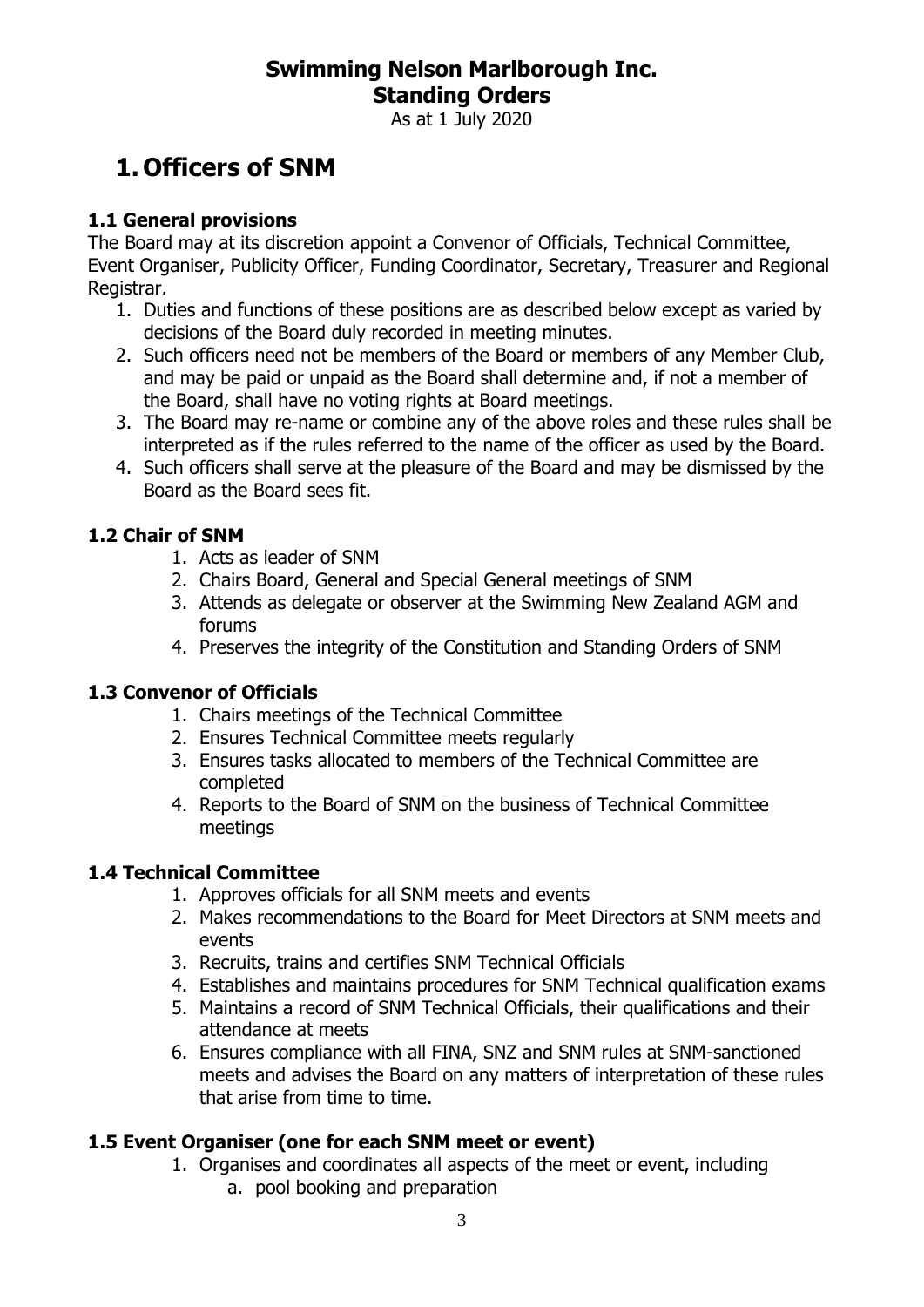# Swimming Nelson Marlborough Inc.
# Standing Orders

As at 1 July 2020

# 1. Officers of SNM

### 1.1 General provisions

The Board may at its discretion appoint a Convenor of Officials, Technical Committee, Event Organiser, Publicity Officer, Funding Coordinator, Secretary, Treasurer and Regional Registrar.

1. Duties and functions of these positions are as described below except as varied by decisions of the Board duly recorded in meeting minutes.
2. Such officers need not be members of the Board or members of any Member Club, and may be paid or unpaid as the Board shall determine and, if not a member of the Board, shall have no voting rights at Board meetings.
3. The Board may re-name or combine any of the above roles and these rules shall be interpreted as if the rules referred to the name of the officer as used by the Board.
4. Such officers shall serve at the pleasure of the Board and may be dismissed by the Board as the Board sees fit.

### 1.2 Chair of SNM

1. Acts as leader of SNM
2. Chairs Board, General and Special General meetings of SNM
3. Attends as delegate or observer at the Swimming New Zealand AGM and forums
4. Preserves the integrity of the Constitution and Standing Orders of SNM

### 1.3 Convenor of Officials

1. Chairs meetings of the Technical Committee
2. Ensures Technical Committee meets regularly
3. Ensures tasks allocated to members of the Technical Committee are completed
4. Reports to the Board of SNM on the business of Technical Committee meetings

### 1.4 Technical Committee

1. Approves officials for all SNM meets and events
2. Makes recommendations to the Board for Meet Directors at SNM meets and events
3. Recruits, trains and certifies SNM Technical Officials
4. Establishes and maintains procedures for SNM Technical qualification exams
5. Maintains a record of SNM Technical Officials, their qualifications and their attendance at meets
6. Ensures compliance with all FINA, SNZ and SNM rules at SNM-sanctioned meets and advises the Board on any matters of interpretation of these rules that arise from time to time.

### 1.5 Event Organiser (one for each SNM meet or event)

1. Organises and coordinates all aspects of the meet or event, including
   a. pool booking and preparation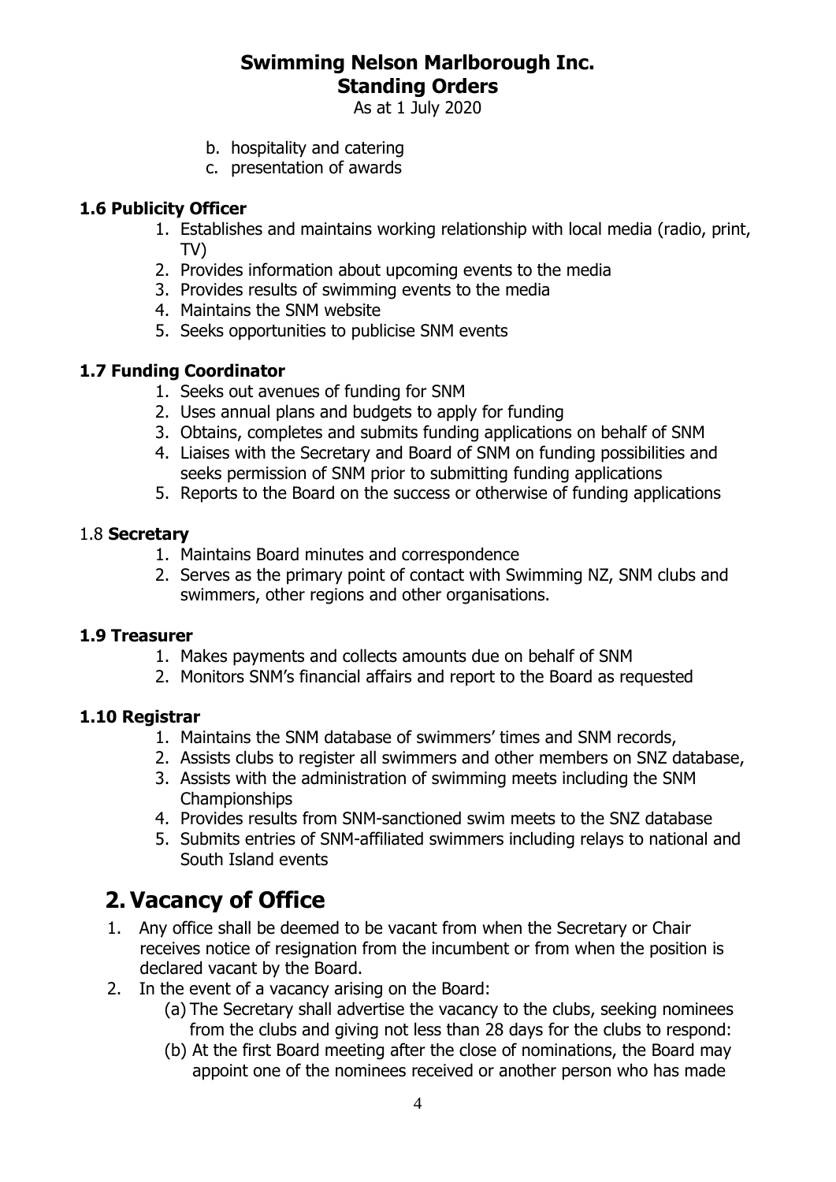b. hospitality and catering
c. presentation of awards

### 1.6 Publicity Officer

1. Establishes and maintains working relationship with local media (radio, print, TV)
2. Provides information about upcoming events to the media
3. Provides results of swimming events to the media
4. Maintains the SNM website
5. Seeks opportunities to publicise SNM events

### 1.7 Funding Coordinator

1. Seeks out avenues of funding for SNM
2. Uses annual plans and budgets to apply for funding
3. Obtains, completes and submits funding applications on behalf of SNM
4. Liaises with the Secretary and Board of SNM on funding possibilities and seeks permission of SNM prior to submitting funding applications
5. Reports to the Board on the success or otherwise of funding applications

### 1.8 **Secretary**

1. Maintains Board minutes and correspondence
2. Serves as the primary point of contact with Swimming NZ, SNM clubs and swimmers, other regions and other organisations.

### 1.9 Treasurer

1. Makes payments and collects amounts due on behalf of SNM
2. Monitors SNM's financial affairs and report to the Board as requested

### 1.10 Registrar

1. Maintains the SNM database of swimmers' times and SNM records,
2. Assists clubs to register all swimmers and other members on SNZ database,
3. Assists with the administration of swimming meets including the SNM Championships
4. Provides results from SNM-sanctioned swim meets to the SNZ database
5. Submits entries of SNM-affiliated swimmers including relays to national and South Island events

## 2. Vacancy of Office

1. Any office shall be deemed to be vacant from when the Secretary or Chair receives notice of resignation from the incumbent or from when the position is declared vacant by the Board.
2. In the event of a vacancy arising on the Board:
   (a) The Secretary shall advertise the vacancy to the clubs, seeking nominees from the clubs and giving not less than 28 days for the clubs to respond:
   (b) At the first Board meeting after the close of nominations, the Board may appoint one of the nominees received or another person who has made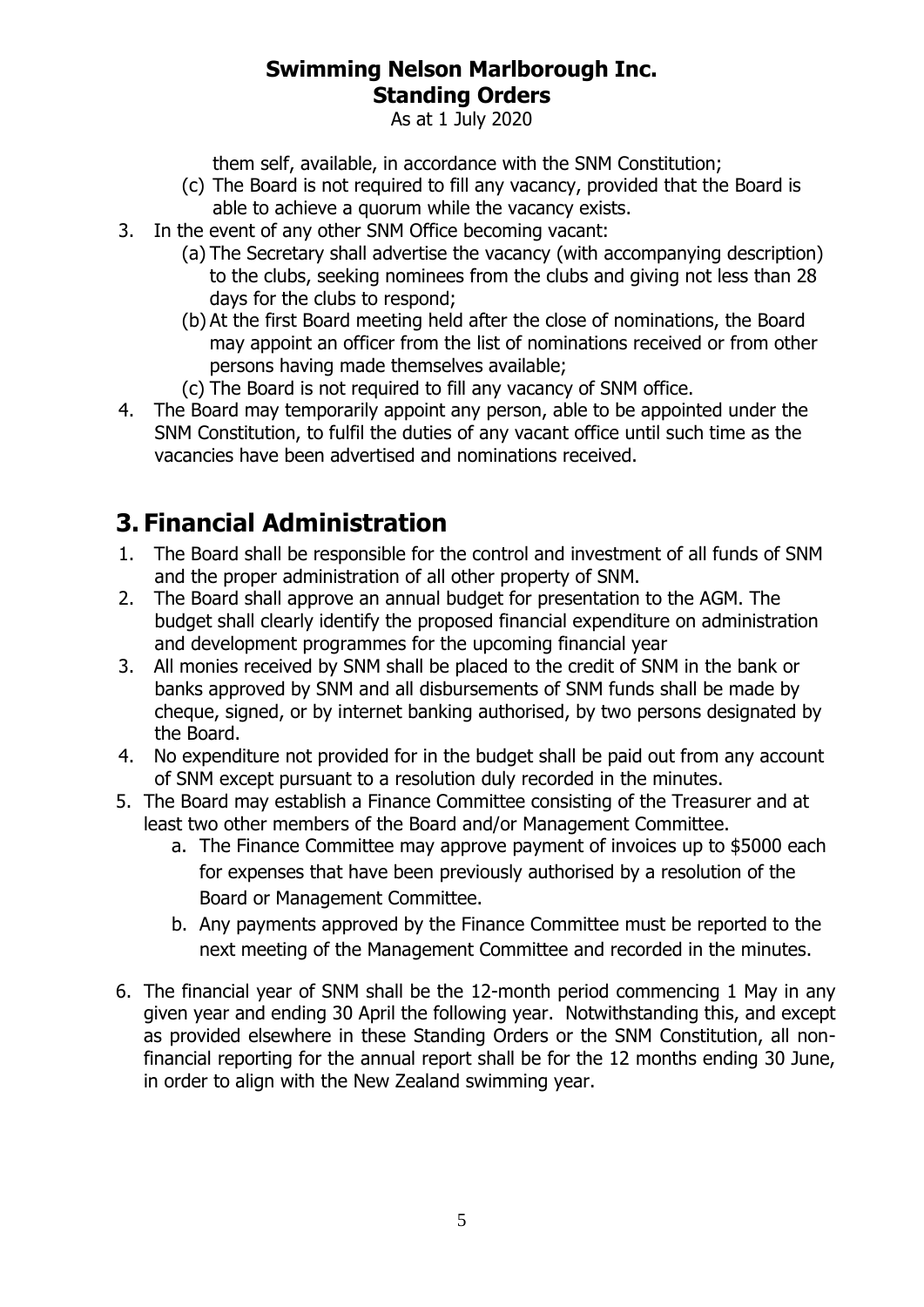them self, available, in accordance with the SNM Constitution;

   (c) The Board is not required to fill any vacancy, provided that the Board is able to achieve a quorum while the vacancy exists.

3. In the event of any other SNM Office becoming vacant:
   (a) The Secretary shall advertise the vacancy (with accompanying description) to the clubs, seeking nominees from the clubs and giving not less than 28 days for the clubs to respond;
   (b) At the first Board meeting held after the close of nominations, the Board may appoint an officer from the list of nominations received or from other persons having made themselves available;
   (c) The Board is not required to fill any vacancy of SNM office.
4. The Board may temporarily appoint any person, able to be appointed under the SNM Constitution, to fulfil the duties of any vacant office until such time as the vacancies have been advertised and nominations received.

# 3. Financial Administration

1. The Board shall be responsible for the control and investment of all funds of SNM and the proper administration of all other property of SNM.
2. The Board shall approve an annual budget for presentation to the AGM. The budget shall clearly identify the proposed financial expenditure on administration and development programmes for the upcoming financial year
3. All monies received by SNM shall be placed to the credit of SNM in the bank or banks approved by SNM and all disbursements of SNM funds shall be made by cheque, signed, or by internet banking authorised, by two persons designated by the Board.
4. No expenditure not provided for in the budget shall be paid out from any account of SNM except pursuant to a resolution duly recorded in the minutes.
5. The Board may establish a Finance Committee consisting of the Treasurer and at least two other members of the Board and/or Management Committee.
   a. The Finance Committee may approve payment of invoices up to $5000 each for expenses that have been previously authorised by a resolution of the Board or Management Committee.
   b. Any payments approved by the Finance Committee must be reported to the next meeting of the Management Committee and recorded in the minutes.
6. The financial year of SNM shall be the 12-month period commencing 1 May in any given year and ending 30 April the following year. Notwithstanding this, and except as provided elsewhere in these Standing Orders or the SNM Constitution, all non-financial reporting for the annual report shall be for the 12 months ending 30 June, in order to align with the New Zealand swimming year.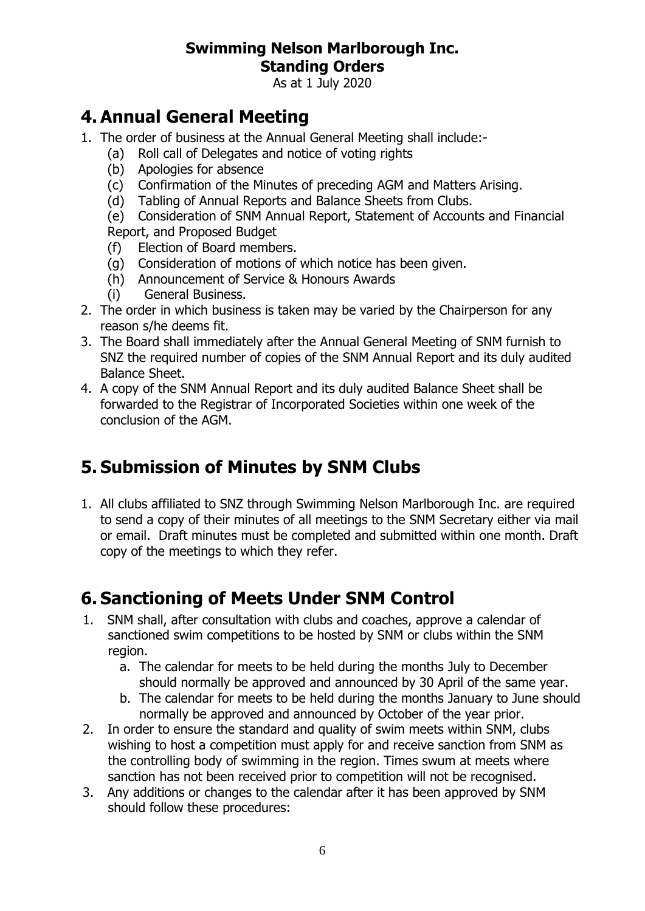**Swimming Nelson Marlborough Inc.**
**Standing Orders**
As at 1 July 2020

# 4. Annual General Meeting

1. The order of business at the Annual General Meeting shall include:-
   (a) Roll call of Delegates and notice of voting rights
   (b) Apologies for absence
   (c) Confirmation of the Minutes of preceding AGM and Matters Arising.
   (d) Tabling of Annual Reports and Balance Sheets from Clubs.
   (e) Consideration of SNM Annual Report, Statement of Accounts and Financial Report, and Proposed Budget
   (f) Election of Board members.
   (g) Consideration of motions of which notice has been given.
   (h) Announcement of Service & Honours Awards
   (i) General Business.
2. The order in which business is taken may be varied by the Chairperson for any reason s/he deems fit.
3. The Board shall immediately after the Annual General Meeting of SNM furnish to SNZ the required number of copies of the SNM Annual Report and its duly audited Balance Sheet.
4. A copy of the SNM Annual Report and its duly audited Balance Sheet shall be forwarded to the Registrar of Incorporated Societies within one week of the conclusion of the AGM.

# 5. Submission of Minutes by SNM Clubs

1. All clubs affiliated to SNZ through Swimming Nelson Marlborough Inc. are required to send a copy of their minutes of all meetings to the SNM Secretary either via mail or email. Draft minutes must be completed and submitted within one month. Draft copy of the meetings to which they refer.

# 6. Sanctioning of Meets Under SNM Control

1. SNM shall, after consultation with clubs and coaches, approve a calendar of sanctioned swim competitions to be hosted by SNM or clubs within the SNM region.
   a. The calendar for meets to be held during the months July to December should normally be approved and announced by 30 April of the same year.
   b. The calendar for meets to be held during the months January to June should normally be approved and announced by October of the year prior.
2. In order to ensure the standard and quality of swim meets within SNM, clubs wishing to host a competition must apply for and receive sanction from SNM as the controlling body of swimming in the region. Times swum at meets where sanction has not been received prior to competition will not be recognised.
3. Any additions or changes to the calendar after it has been approved by SNM should follow these procedures: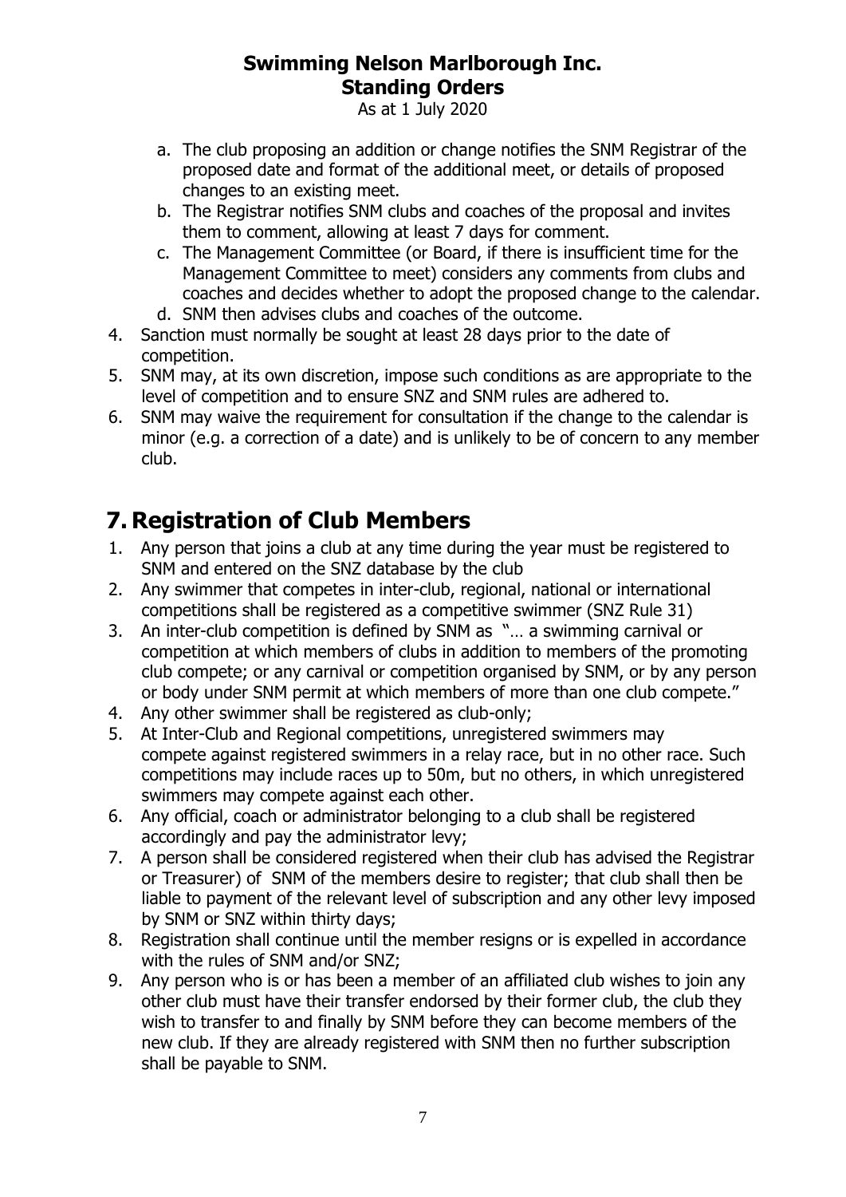a. The club proposing an addition or change notifies the SNM Registrar of the proposed date and format of the additional meet, or details of proposed changes to an existing meet.
b. The Registrar notifies SNM clubs and coaches of the proposal and invites them to comment, allowing at least 7 days for comment.
c. The Management Committee (or Board, if there is insufficient time for the Management Committee to meet) considers any comments from clubs and coaches and decides whether to adopt the proposed change to the calendar.
d. SNM then advises clubs and coaches of the outcome.

4. Sanction must normally be sought at least 28 days prior to the date of competition.
5. SNM may, at its own discretion, impose such conditions as are appropriate to the level of competition and to ensure SNZ and SNM rules are adhered to.
6. SNM may waive the requirement for consultation if the change to the calendar is minor (e.g. a correction of a date) and is unlikely to be of concern to any member club.

# 7. Registration of Club Members

1. Any person that joins a club at any time during the year must be registered to SNM and entered on the SNZ database by the club
2. Any swimmer that competes in inter-club, regional, national or international competitions shall be registered as a competitive swimmer (SNZ Rule 31)
3. An inter-club competition is defined by SNM as "… a swimming carnival or competition at which members of clubs in addition to members of the promoting club compete; or any carnival or competition organised by SNM, or by any person or body under SNM permit at which members of more than one club compete."
4. Any other swimmer shall be registered as club-only;
5. At Inter-Club and Regional competitions, unregistered swimmers may compete against registered swimmers in a relay race, but in no other race. Such competitions may include races up to 50m, but no others, in which unregistered swimmers may compete against each other.
6. Any official, coach or administrator belonging to a club shall be registered accordingly and pay the administrator levy;
7. A person shall be considered registered when their club has advised the Registrar or Treasurer) of SNM of the members desire to register; that club shall then be liable to payment of the relevant level of subscription and any other levy imposed by SNM or SNZ within thirty days;
8. Registration shall continue until the member resigns or is expelled in accordance with the rules of SNM and/or SNZ;
9. Any person who is or has been a member of an affiliated club wishes to join any other club must have their transfer endorsed by their former club, the club they wish to transfer to and finally by SNM before they can become members of the new club. If they are already registered with SNM then no further subscription shall be payable to SNM.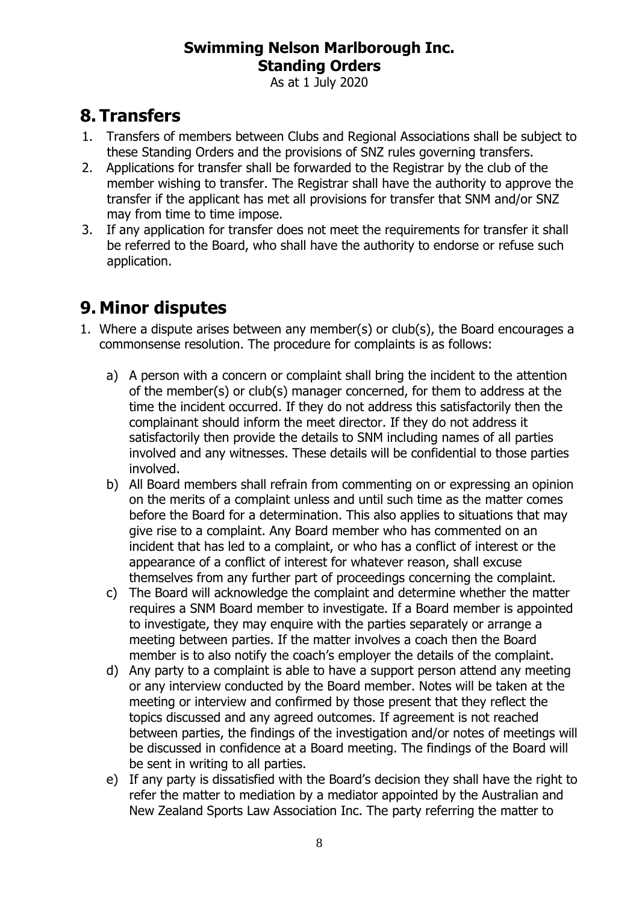## 8. Transfers

1. Transfers of members between Clubs and Regional Associations shall be subject to these Standing Orders and the provisions of SNZ rules governing transfers.
2. Applications for transfer shall be forwarded to the Registrar by the club of the member wishing to transfer. The Registrar shall have the authority to approve the transfer if the applicant has met all provisions for transfer that SNM and/or SNZ may from time to time impose.
3. If any application for transfer does not meet the requirements for transfer it shall be referred to the Board, who shall have the authority to endorse or refuse such application.

## 9. Minor disputes

1. Where a dispute arises between any member(s) or club(s), the Board encourages a commonsense resolution. The procedure for complaints is as follows:

   a) A person with a concern or complaint shall bring the incident to the attention of the member(s) or club(s) manager concerned, for them to address at the time the incident occurred. If they do not address this satisfactorily then the complainant should inform the meet director. If they do not address it satisfactorily then provide the details to SNM including names of all parties involved and any witnesses. These details will be confidential to those parties involved.

   b) All Board members shall refrain from commenting on or expressing an opinion on the merits of a complaint unless and until such time as the matter comes before the Board for a determination. This also applies to situations that may give rise to a complaint. Any Board member who has commented on an incident that has led to a complaint, or who has a conflict of interest or the appearance of a conflict of interest for whatever reason, shall excuse themselves from any further part of proceedings concerning the complaint.

   c) The Board will acknowledge the complaint and determine whether the matter requires a SNM Board member to investigate. If a Board member is appointed to investigate, they may enquire with the parties separately or arrange a meeting between parties. If the matter involves a coach then the Board member is to also notify the coach's employer the details of the complaint.

   d) Any party to a complaint is able to have a support person attend any meeting or any interview conducted by the Board member. Notes will be taken at the meeting or interview and confirmed by those present that they reflect the topics discussed and any agreed outcomes. If agreement is not reached between parties, the findings of the investigation and/or notes of meetings will be discussed in confidence at a Board meeting. The findings of the Board will be sent in writing to all parties.

   e) If any party is dissatisfied with the Board's decision they shall have the right to refer the matter to mediation by a mediator appointed by the Australian and New Zealand Sports Law Association Inc. The party referring the matter to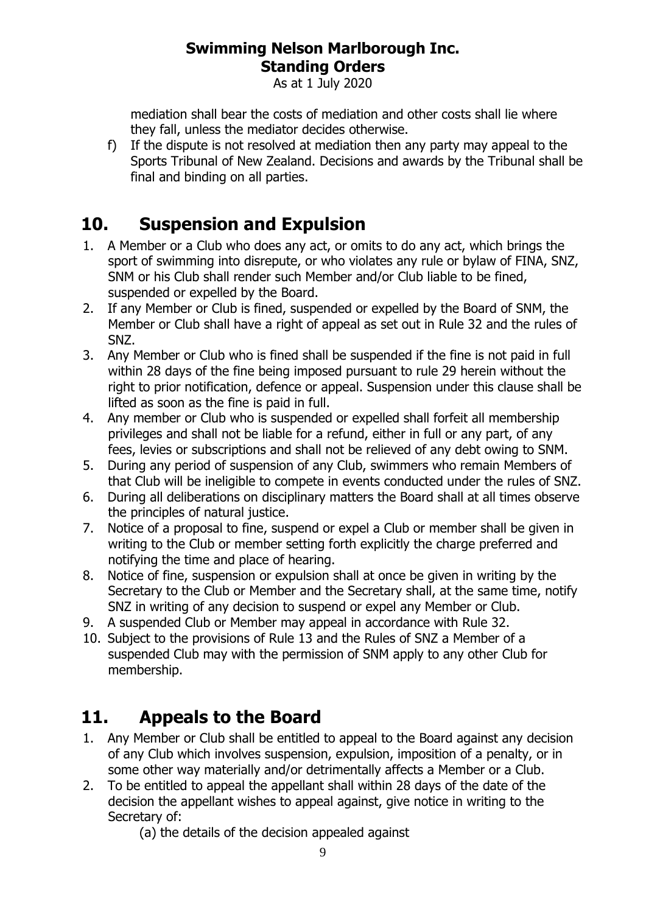mediation shall bear the costs of mediation and other costs shall lie where they fall, unless the mediator decides otherwise.

f) If the dispute is not resolved at mediation then any party may appeal to the Sports Tribunal of New Zealand. Decisions and awards by the Tribunal shall be final and binding on all parties.

## 10. Suspension and Expulsion

1. A Member or a Club who does any act, or omits to do any act, which brings the sport of swimming into disrepute, or who violates any rule or bylaw of FINA, SNZ, SNM or his Club shall render such Member and/or Club liable to be fined, suspended or expelled by the Board.
2. If any Member or Club is fined, suspended or expelled by the Board of SNM, the Member or Club shall have a right of appeal as set out in Rule 32 and the rules of SNZ.
3. Any Member or Club who is fined shall be suspended if the fine is not paid in full within 28 days of the fine being imposed pursuant to rule 29 herein without the right to prior notification, defence or appeal. Suspension under this clause shall be lifted as soon as the fine is paid in full.
4. Any member or Club who is suspended or expelled shall forfeit all membership privileges and shall not be liable for a refund, either in full or any part, of any fees, levies or subscriptions and shall not be relieved of any debt owing to SNM.
5. During any period of suspension of any Club, swimmers who remain Members of that Club will be ineligible to compete in events conducted under the rules of SNZ.
6. During all deliberations on disciplinary matters the Board shall at all times observe the principles of natural justice.
7. Notice of a proposal to fine, suspend or expel a Club or member shall be given in writing to the Club or member setting forth explicitly the charge preferred and notifying the time and place of hearing.
8. Notice of fine, suspension or expulsion shall at once be given in writing by the Secretary to the Club or Member and the Secretary shall, at the same time, notify SNZ in writing of any decision to suspend or expel any Member or Club.
9. A suspended Club or Member may appeal in accordance with Rule 32.
10. Subject to the provisions of Rule 13 and the Rules of SNZ a Member of a suspended Club may with the permission of SNM apply to any other Club for membership.

## 11. Appeals to the Board

1. Any Member or Club shall be entitled to appeal to the Board against any decision of any Club which involves suspension, expulsion, imposition of a penalty, or in some other way materially and/or detrimentally affects a Member or a Club.
2. To be entitled to appeal the appellant shall within 28 days of the date of the decision the appellant wishes to appeal against, give notice in writing to the Secretary of:
   (a) the details of the decision appealed against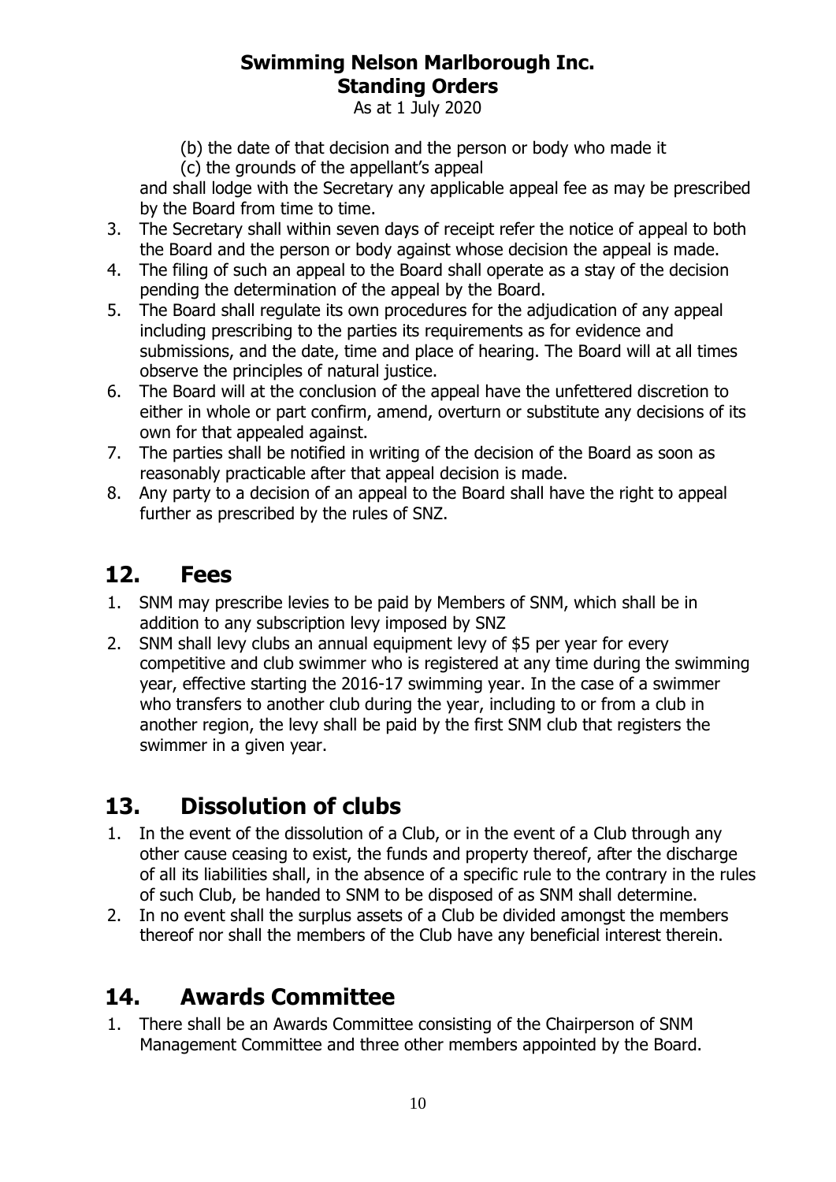(b) the date of that decision and the person or body who made it

(c) the grounds of the appellant's appeal

and shall lodge with the Secretary any applicable appeal fee as may be prescribed by the Board from time to time.

3. The Secretary shall within seven days of receipt refer the notice of appeal to both the Board and the person or body against whose decision the appeal is made.
4. The filing of such an appeal to the Board shall operate as a stay of the decision pending the determination of the appeal by the Board.
5. The Board shall regulate its own procedures for the adjudication of any appeal including prescribing to the parties its requirements as for evidence and submissions, and the date, time and place of hearing. The Board will at all times observe the principles of natural justice.
6. The Board will at the conclusion of the appeal have the unfettered discretion to either in whole or part confirm, amend, overturn or substitute any decisions of its own for that appealed against.
7. The parties shall be notified in writing of the decision of the Board as soon as reasonably practicable after that appeal decision is made.
8. Any party to a decision of an appeal to the Board shall have the right to appeal further as prescribed by the rules of SNZ.

## 12. Fees

1. SNM may prescribe levies to be paid by Members of SNM, which shall be in addition to any subscription levy imposed by SNZ
2. SNM shall levy clubs an annual equipment levy of $5 per year for every competitive and club swimmer who is registered at any time during the swimming year, effective starting the 2016-17 swimming year. In the case of a swimmer who transfers to another club during the year, including to or from a club in another region, the levy shall be paid by the first SNM club that registers the swimmer in a given year.

## 13. Dissolution of clubs

1. In the event of the dissolution of a Club, or in the event of a Club through any other cause ceasing to exist, the funds and property thereof, after the discharge of all its liabilities shall, in the absence of a specific rule to the contrary in the rules of such Club, be handed to SNM to be disposed of as SNM shall determine.
2. In no event shall the surplus assets of a Club be divided amongst the members thereof nor shall the members of the Club have any beneficial interest therein.

## 14. Awards Committee

1. There shall be an Awards Committee consisting of the Chairperson of SNM Management Committee and three other members appointed by the Board.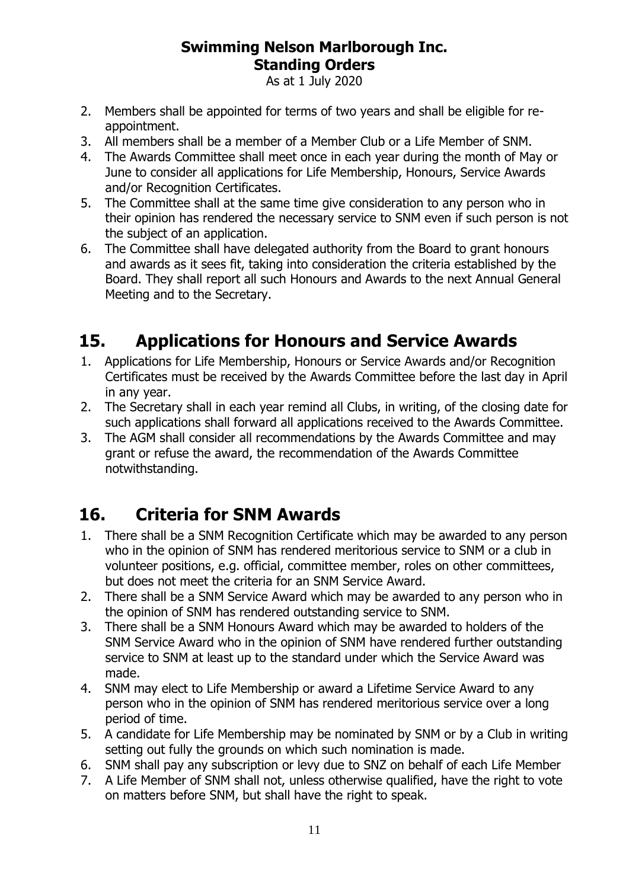2. Members shall be appointed for terms of two years and shall be eligible for re-appointment.
3. All members shall be a member of a Member Club or a Life Member of SNM.
4. The Awards Committee shall meet once in each year during the month of May or June to consider all applications for Life Membership, Honours, Service Awards and/or Recognition Certificates.
5. The Committee shall at the same time give consideration to any person who in their opinion has rendered the necessary service to SNM even if such person is not the subject of an application.
6. The Committee shall have delegated authority from the Board to grant honours and awards as it sees fit, taking into consideration the criteria established by the Board. They shall report all such Honours and Awards to the next Annual General Meeting and to the Secretary.

## 15. Applications for Honours and Service Awards

1. Applications for Life Membership, Honours or Service Awards and/or Recognition Certificates must be received by the Awards Committee before the last day in April in any year.
2. The Secretary shall in each year remind all Clubs, in writing, of the closing date for such applications shall forward all applications received to the Awards Committee.
3. The AGM shall consider all recommendations by the Awards Committee and may grant or refuse the award, the recommendation of the Awards Committee notwithstanding.

## 16. Criteria for SNM Awards

1. There shall be a SNM Recognition Certificate which may be awarded to any person who in the opinion of SNM has rendered meritorious service to SNM or a club in volunteer positions, e.g. official, committee member, roles on other committees, but does not meet the criteria for an SNM Service Award.
2. There shall be a SNM Service Award which may be awarded to any person who in the opinion of SNM has rendered outstanding service to SNM.
3. There shall be a SNM Honours Award which may be awarded to holders of the SNM Service Award who in the opinion of SNM have rendered further outstanding service to SNM at least up to the standard under which the Service Award was made.
4. SNM may elect to Life Membership or award a Lifetime Service Award to any person who in the opinion of SNM has rendered meritorious service over a long period of time.
5. A candidate for Life Membership may be nominated by SNM or by a Club in writing setting out fully the grounds on which such nomination is made.
6. SNM shall pay any subscription or levy due to SNZ on behalf of each Life Member
7. A Life Member of SNM shall not, unless otherwise qualified, have the right to vote on matters before SNM, but shall have the right to speak.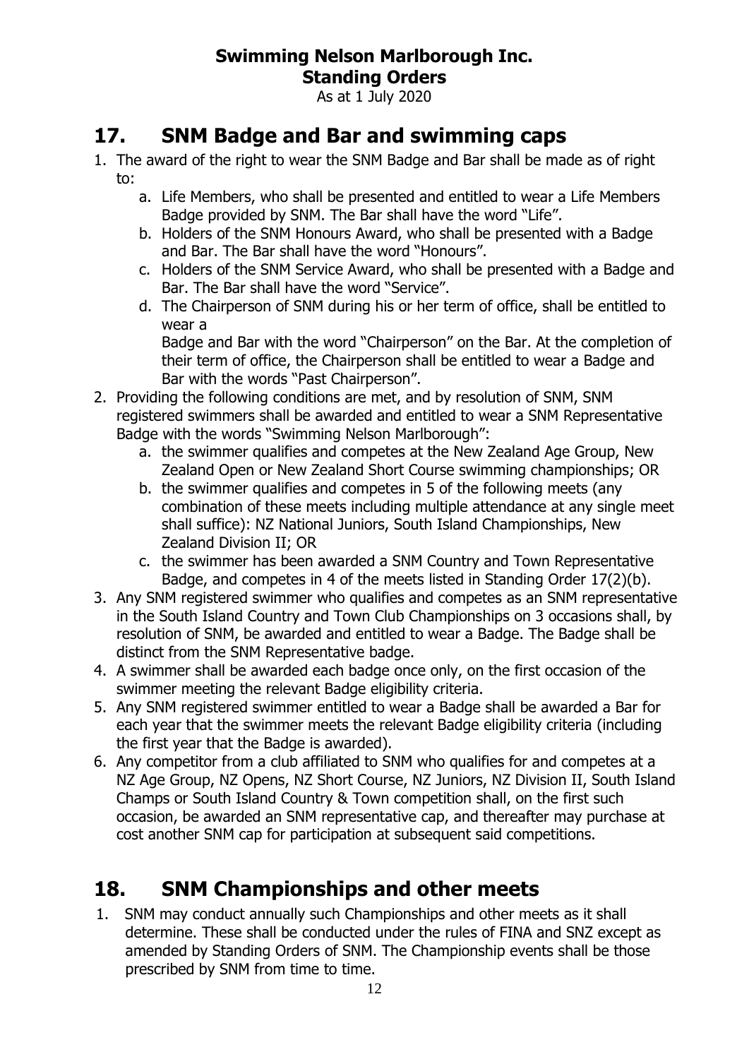## 17. SNM Badge and Bar and swimming caps

1. The award of the right to wear the SNM Badge and Bar shall be made as of right to:
   a. Life Members, who shall be presented and entitled to wear a Life Members Badge provided by SNM. The Bar shall have the word "Life".
   b. Holders of the SNM Honours Award, who shall be presented with a Badge and Bar. The Bar shall have the word "Honours".
   c. Holders of the SNM Service Award, who shall be presented with a Badge and Bar. The Bar shall have the word "Service".
   d. The Chairperson of SNM during his or her term of office, shall be entitled to wear a
   Badge and Bar with the word "Chairperson" on the Bar. At the completion of their term of office, the Chairperson shall be entitled to wear a Badge and Bar with the words "Past Chairperson".
2. Providing the following conditions are met, and by resolution of SNM, SNM registered swimmers shall be awarded and entitled to wear a SNM Representative Badge with the words "Swimming Nelson Marlborough":
   a. the swimmer qualifies and competes at the New Zealand Age Group, New Zealand Open or New Zealand Short Course swimming championships; OR
   b. the swimmer qualifies and competes in 5 of the following meets (any combination of these meets including multiple attendance at any single meet shall suffice): NZ National Juniors, South Island Championships, New Zealand Division II; OR
   c. the swimmer has been awarded a SNM Country and Town Representative Badge, and competes in 4 of the meets listed in Standing Order 17(2)(b).
3. Any SNM registered swimmer who qualifies and competes as an SNM representative in the South Island Country and Town Club Championships on 3 occasions shall, by resolution of SNM, be awarded and entitled to wear a Badge. The Badge shall be distinct from the SNM Representative badge.
4. A swimmer shall be awarded each badge once only, on the first occasion of the swimmer meeting the relevant Badge eligibility criteria.
5. Any SNM registered swimmer entitled to wear a Badge shall be awarded a Bar for each year that the swimmer meets the relevant Badge eligibility criteria (including the first year that the Badge is awarded).
6. Any competitor from a club affiliated to SNM who qualifies for and competes at a NZ Age Group, NZ Opens, NZ Short Course, NZ Juniors, NZ Division II, South Island Champs or South Island Country & Town competition shall, on the first such occasion, be awarded an SNM representative cap, and thereafter may purchase at cost another SNM cap for participation at subsequent said competitions.

## 18. SNM Championships and other meets

1. SNM may conduct annually such Championships and other meets as it shall determine. These shall be conducted under the rules of FINA and SNZ except as amended by Standing Orders of SNM. The Championship events shall be those prescribed by SNM from time to time.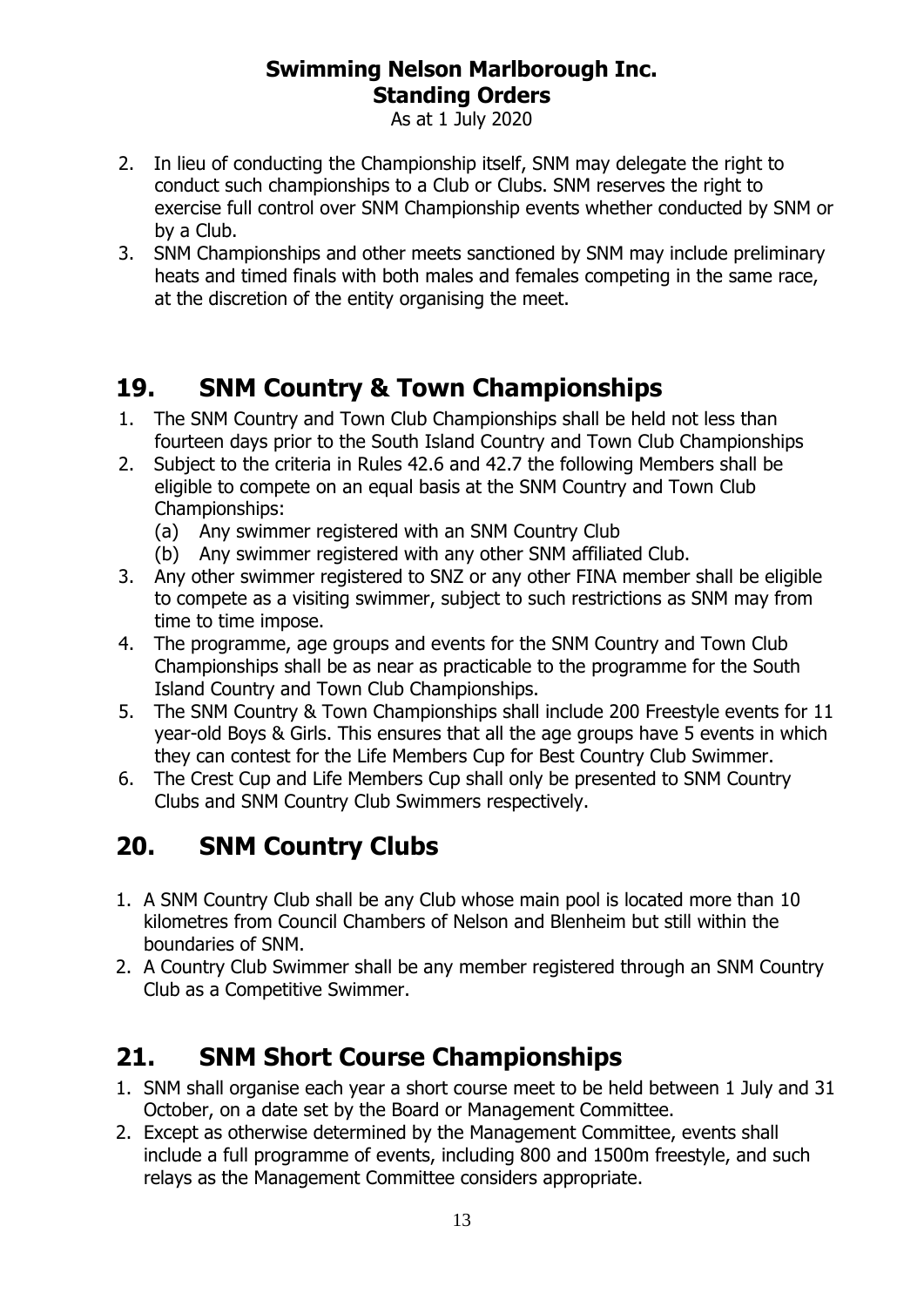2. In lieu of conducting the Championship itself, SNM may delegate the right to conduct such championships to a Club or Clubs. SNM reserves the right to exercise full control over SNM Championship events whether conducted by SNM or by a Club.
3. SNM Championships and other meets sanctioned by SNM may include preliminary heats and timed finals with both males and females competing in the same race, at the discretion of the entity organising the meet.

## 19. SNM Country & Town Championships

1. The SNM Country and Town Club Championships shall be held not less than fourteen days prior to the South Island Country and Town Club Championships
2. Subject to the criteria in Rules 42.6 and 42.7 the following Members shall be eligible to compete on an equal basis at the SNM Country and Town Club Championships:
   (a) Any swimmer registered with an SNM Country Club
   (b) Any swimmer registered with any other SNM affiliated Club.
3. Any other swimmer registered to SNZ or any other FINA member shall be eligible to compete as a visiting swimmer, subject to such restrictions as SNM may from time to time impose.
4. The programme, age groups and events for the SNM Country and Town Club Championships shall be as near as practicable to the programme for the South Island Country and Town Club Championships.
5. The SNM Country & Town Championships shall include 200 Freestyle events for 11 year-old Boys & Girls. This ensures that all the age groups have 5 events in which they can contest for the Life Members Cup for Best Country Club Swimmer.
6. The Crest Cup and Life Members Cup shall only be presented to SNM Country Clubs and SNM Country Club Swimmers respectively.

## 20. SNM Country Clubs

1. A SNM Country Club shall be any Club whose main pool is located more than 10 kilometres from Council Chambers of Nelson and Blenheim but still within the boundaries of SNM.
2. A Country Club Swimmer shall be any member registered through an SNM Country Club as a Competitive Swimmer.

## 21. SNM Short Course Championships

1. SNM shall organise each year a short course meet to be held between 1 July and 31 October, on a date set by the Board or Management Committee.
2. Except as otherwise determined by the Management Committee, events shall include a full programme of events, including 800 and 1500m freestyle, and such relays as the Management Committee considers appropriate.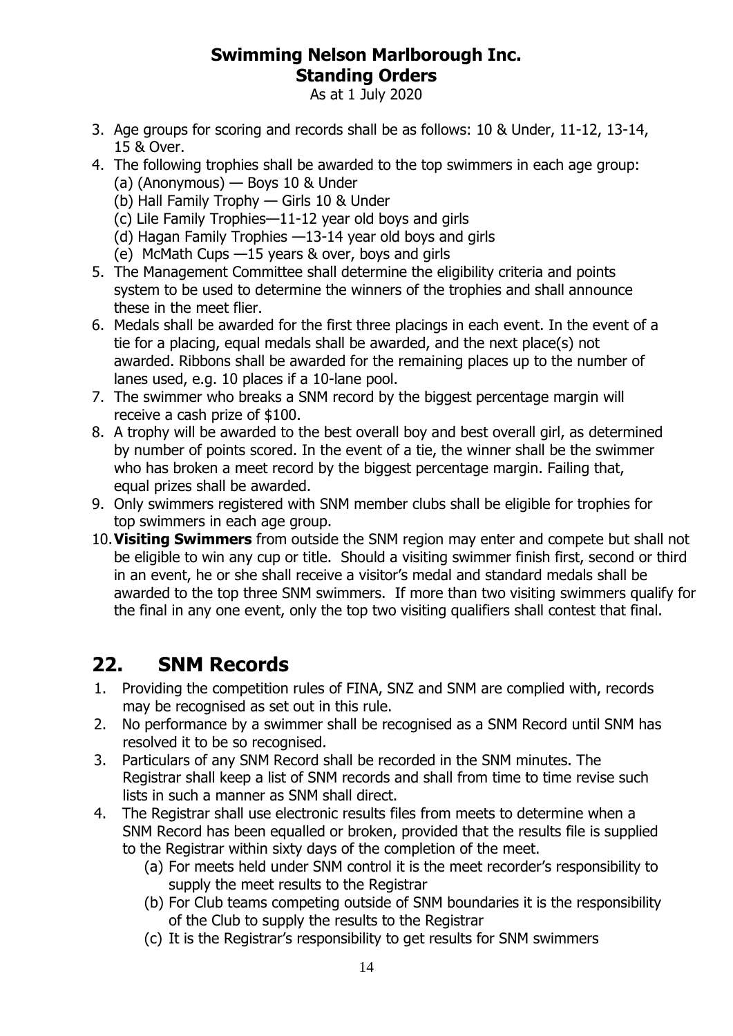3. Age groups for scoring and records shall be as follows: 10 & Under, 11-12, 13-14, 15 & Over.
4. The following trophies shall be awarded to the top swimmers in each age group:
   (a) (Anonymous) — Boys 10 & Under
   (b) Hall Family Trophy — Girls 10 & Under
   (c) Lile Family Trophies—11-12 year old boys and girls
   (d) Hagan Family Trophies —13-14 year old boys and girls
   (e) McMath Cups —15 years & over, boys and girls
5. The Management Committee shall determine the eligibility criteria and points system to be used to determine the winners of the trophies and shall announce these in the meet flier.
6. Medals shall be awarded for the first three placings in each event. In the event of a tie for a placing, equal medals shall be awarded, and the next place(s) not awarded. Ribbons shall be awarded for the remaining places up to the number of lanes used, e.g. 10 places if a 10-lane pool.
7. The swimmer who breaks a SNM record by the biggest percentage margin will receive a cash prize of $100.
8. A trophy will be awarded to the best overall boy and best overall girl, as determined by number of points scored. In the event of a tie, the winner shall be the swimmer who has broken a meet record by the biggest percentage margin. Failing that, equal prizes shall be awarded.
9. Only swimmers registered with SNM member clubs shall be eligible for trophies for top swimmers in each age group.
10. **Visiting Swimmers** from outside the SNM region may enter and compete but shall not be eligible to win any cup or title. Should a visiting swimmer finish first, second or third in an event, he or she shall receive a visitor's medal and standard medals shall be awarded to the top three SNM swimmers. If more than two visiting swimmers qualify for the final in any one event, only the top two visiting qualifiers shall contest that final.

## 22. SNM Records

1. Providing the competition rules of FINA, SNZ and SNM are complied with, records may be recognised as set out in this rule.
2. No performance by a swimmer shall be recognised as a SNM Record until SNM has resolved it to be so recognised.
3. Particulars of any SNM Record shall be recorded in the SNM minutes. The Registrar shall keep a list of SNM records and shall from time to time revise such lists in such a manner as SNM shall direct.
4. The Registrar shall use electronic results files from meets to determine when a SNM Record has been equalled or broken, provided that the results file is supplied to the Registrar within sixty days of the completion of the meet.
   (a) For meets held under SNM control it is the meet recorder's responsibility to supply the meet results to the Registrar
   (b) For Club teams competing outside of SNM boundaries it is the responsibility of the Club to supply the results to the Registrar
   (c) It is the Registrar's responsibility to get results for SNM swimmers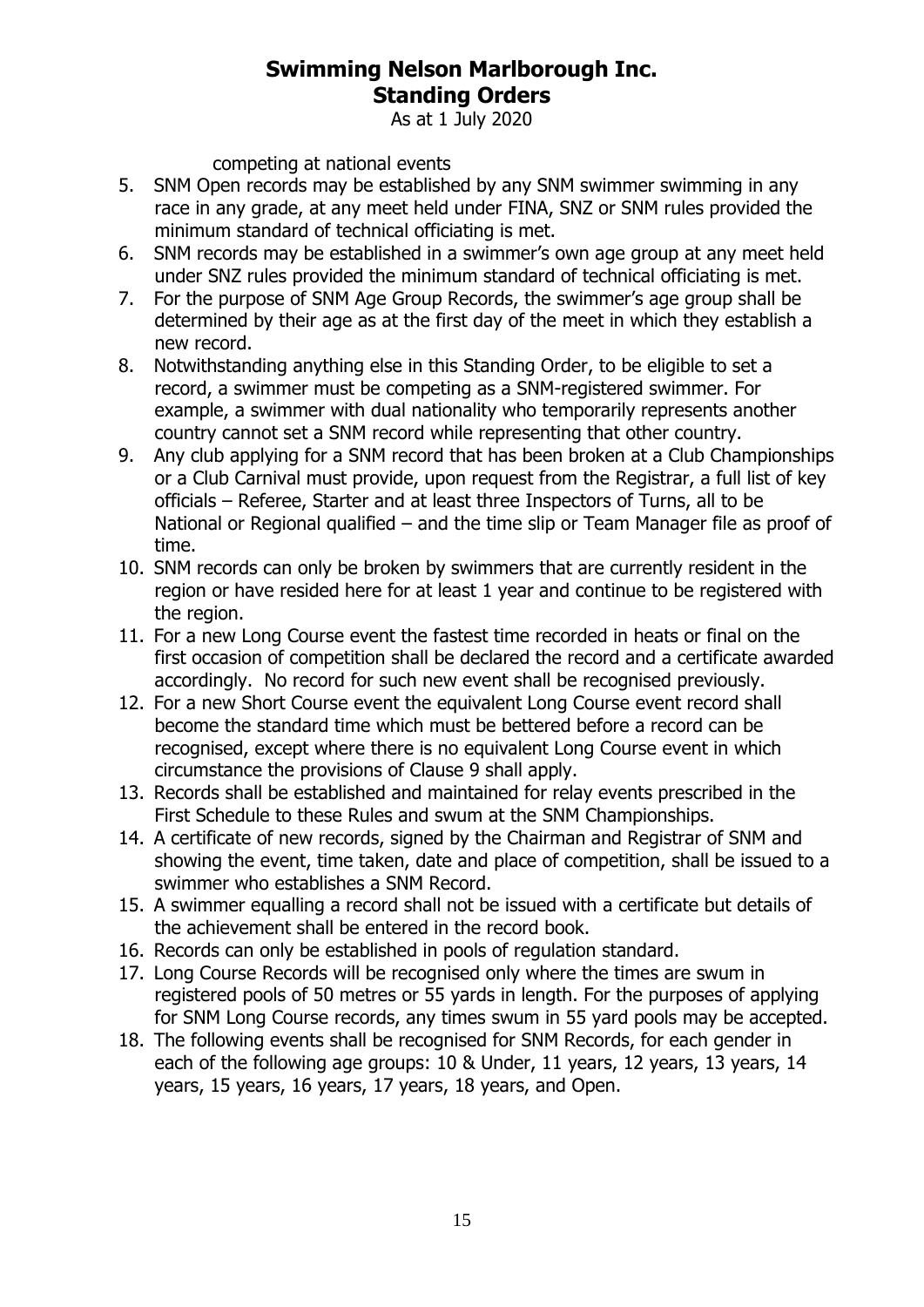competing at national events

5. SNM Open records may be established by any SNM swimmer swimming in any race in any grade, at any meet held under FINA, SNZ or SNM rules provided the minimum standard of technical officiating is met.
6. SNM records may be established in a swimmer's own age group at any meet held under SNZ rules provided the minimum standard of technical officiating is met.
7. For the purpose of SNM Age Group Records, the swimmer's age group shall be determined by their age as at the first day of the meet in which they establish a new record.
8. Notwithstanding anything else in this Standing Order, to be eligible to set a record, a swimmer must be competing as a SNM-registered swimmer. For example, a swimmer with dual nationality who temporarily represents another country cannot set a SNM record while representing that other country.
9. Any club applying for a SNM record that has been broken at a Club Championships or a Club Carnival must provide, upon request from the Registrar, a full list of key officials – Referee, Starter and at least three Inspectors of Turns, all to be National or Regional qualified – and the time slip or Team Manager file as proof of time.
10. SNM records can only be broken by swimmers that are currently resident in the region or have resided here for at least 1 year and continue to be registered with the region.
11. For a new Long Course event the fastest time recorded in heats or final on the first occasion of competition shall be declared the record and a certificate awarded accordingly. No record for such new event shall be recognised previously.
12. For a new Short Course event the equivalent Long Course event record shall become the standard time which must be bettered before a record can be recognised, except where there is no equivalent Long Course event in which circumstance the provisions of Clause 9 shall apply.
13. Records shall be established and maintained for relay events prescribed in the First Schedule to these Rules and swum at the SNM Championships.
14. A certificate of new records, signed by the Chairman and Registrar of SNM and showing the event, time taken, date and place of competition, shall be issued to a swimmer who establishes a SNM Record.
15. A swimmer equalling a record shall not be issued with a certificate but details of the achievement shall be entered in the record book.
16. Records can only be established in pools of regulation standard.
17. Long Course Records will be recognised only where the times are swum in registered pools of 50 metres or 55 yards in length. For the purposes of applying for SNM Long Course records, any times swum in 55 yard pools may be accepted.
18. The following events shall be recognised for SNM Records, for each gender in each of the following age groups: 10 & Under, 11 years, 12 years, 13 years, 14 years, 15 years, 16 years, 17 years, 18 years, and Open.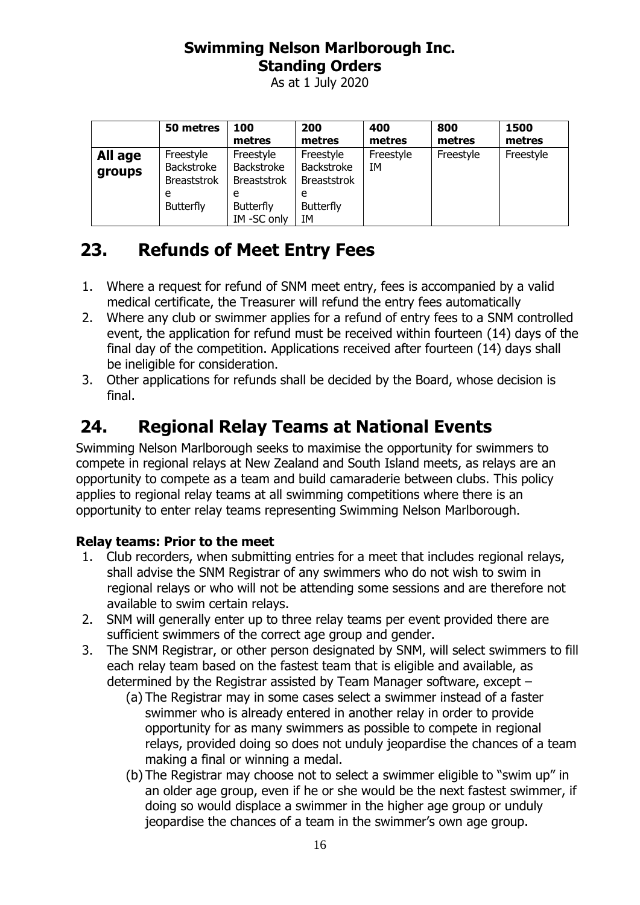|  | 50 metres | 100 metres | 200 metres | 400 metres | 800 metres | 1500 metres |
|---|---|---|---|---|---|---|
| **All age groups** | Freestyle<br>Backstroke<br>Breaststroke<br>Butterfly | Freestyle<br>Backstroke<br>Breaststroke<br>Butterfly<br>IM -SC only | Freestyle<br>Backstroke<br>Breaststroke<br>Butterfly<br>IM | Freestyle<br>IM | Freestyle | Freestyle |

# 23. Refunds of Meet Entry Fees

1. Where a request for refund of SNM meet entry, fees is accompanied by a valid medical certificate, the Treasurer will refund the entry fees automatically
2. Where any club or swimmer applies for a refund of entry fees to a SNM controlled event, the application for refund must be received within fourteen (14) days of the final day of the competition. Applications received after fourteen (14) days shall be ineligible for consideration.
3. Other applications for refunds shall be decided by the Board, whose decision is final.

# 24. Regional Relay Teams at National Events

Swimming Nelson Marlborough seeks to maximise the opportunity for swimmers to compete in regional relays at New Zealand and South Island meets, as relays are an opportunity to compete as a team and build camaraderie between clubs. This policy applies to regional relay teams at all swimming competitions where there is an opportunity to enter relay teams representing Swimming Nelson Marlborough.

### Relay teams: Prior to the meet

1. Club recorders, when submitting entries for a meet that includes regional relays, shall advise the SNM Registrar of any swimmers who do not wish to swim in regional relays or who will not be attending some sessions and are therefore not available to swim certain relays.
2. SNM will generally enter up to three relay teams per event provided there are sufficient swimmers of the correct age group and gender.
3. The SNM Registrar, or other person designated by SNM, will select swimmers to fill each relay team based on the fastest team that is eligible and available, as determined by the Registrar assisted by Team Manager software, except –
   (a) The Registrar may in some cases select a swimmer instead of a faster swimmer who is already entered in another relay in order to provide opportunity for as many swimmers as possible to compete in regional relays, provided doing so does not unduly jeopardise the chances of a team making a final or winning a medal.
   (b) The Registrar may choose not to select a swimmer eligible to "swim up" in an older age group, even if he or she would be the next fastest swimmer, if doing so would displace a swimmer in the higher age group or unduly jeopardise the chances of a team in the swimmer's own age group.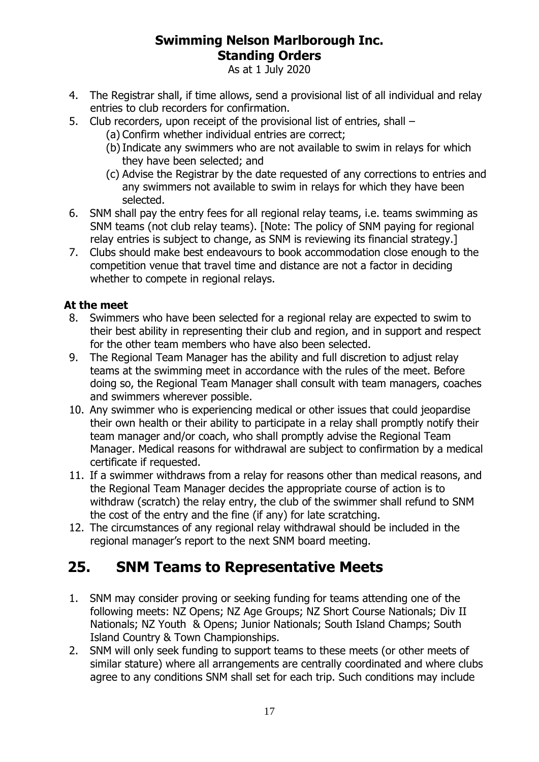4. The Registrar shall, if time allows, send a provisional list of all individual and relay entries to club recorders for confirmation.
5. Club recorders, upon receipt of the provisional list of entries, shall –
   (a) Confirm whether individual entries are correct;
   (b) Indicate any swimmers who are not available to swim in relays for which they have been selected; and
   (c) Advise the Registrar by the date requested of any corrections to entries and any swimmers not available to swim in relays for which they have been selected.
6. SNM shall pay the entry fees for all regional relay teams, i.e. teams swimming as SNM teams (not club relay teams). [Note: The policy of SNM paying for regional relay entries is subject to change, as SNM is reviewing its financial strategy.]
7. Clubs should make best endeavours to book accommodation close enough to the competition venue that travel time and distance are not a factor in deciding whether to compete in regional relays.

**At the meet**

8. Swimmers who have been selected for a regional relay are expected to swim to their best ability in representing their club and region, and in support and respect for the other team members who have also been selected.
9. The Regional Team Manager has the ability and full discretion to adjust relay teams at the swimming meet in accordance with the rules of the meet. Before doing so, the Regional Team Manager shall consult with team managers, coaches and swimmers wherever possible.
10. Any swimmer who is experiencing medical or other issues that could jeopardise their own health or their ability to participate in a relay shall promptly notify their team manager and/or coach, who shall promptly advise the Regional Team Manager. Medical reasons for withdrawal are subject to confirmation by a medical certificate if requested.
11. If a swimmer withdraws from a relay for reasons other than medical reasons, and the Regional Team Manager decides the appropriate course of action is to withdraw (scratch) the relay entry, the club of the swimmer shall refund to SNM the cost of the entry and the fine (if any) for late scratching.
12. The circumstances of any regional relay withdrawal should be included in the regional manager's report to the next SNM board meeting.

## 25. SNM Teams to Representative Meets

1. SNM may consider proving or seeking funding for teams attending one of the following meets: NZ Opens; NZ Age Groups; NZ Short Course Nationals; Div II Nationals; NZ Youth & Opens; Junior Nationals; South Island Champs; South Island Country & Town Championships.
2. SNM will only seek funding to support teams to these meets (or other meets of similar stature) where all arrangements are centrally coordinated and where clubs agree to any conditions SNM shall set for each trip. Such conditions may include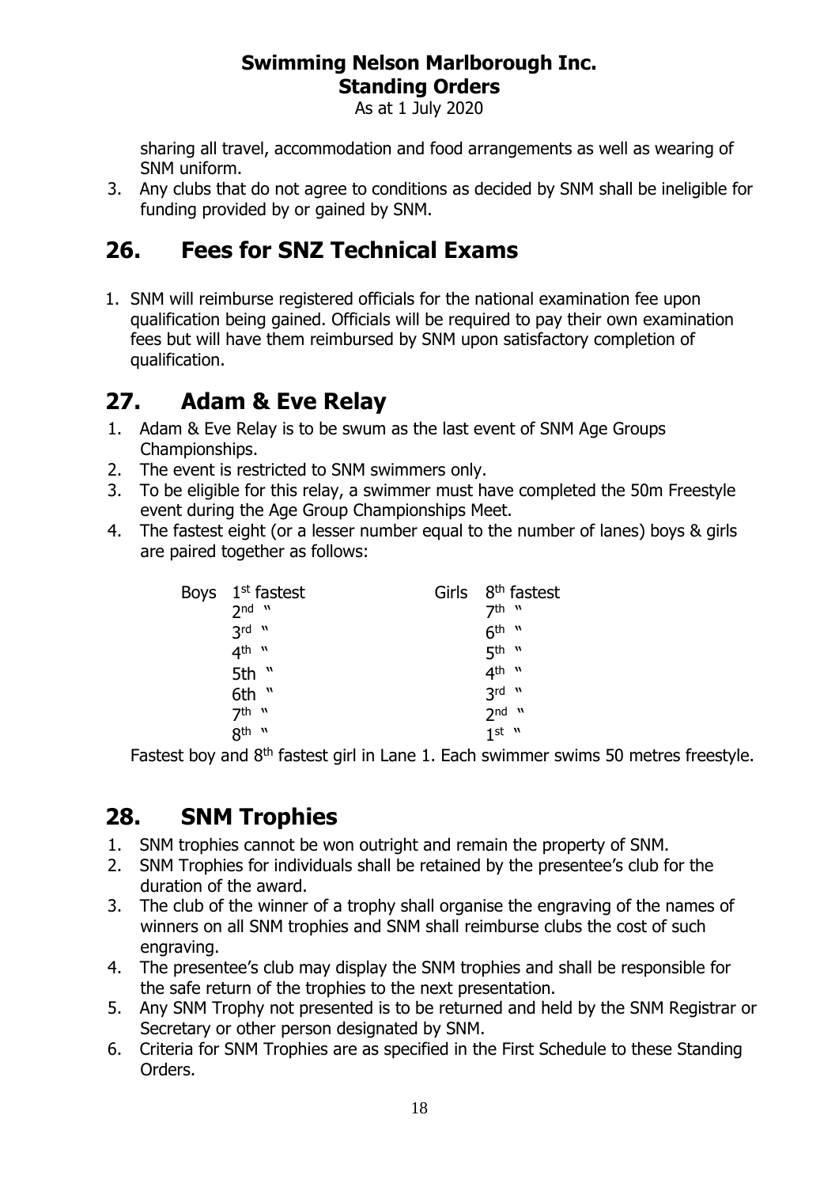sharing all travel, accommodation and food arrangements as well as wearing of SNM uniform.

3. Any clubs that do not agree to conditions as decided by SNM shall be ineligible for funding provided by or gained by SNM.

## 26. Fees for SNZ Technical Exams

1. SNM will reimburse registered officials for the national examination fee upon qualification being gained. Officials will be required to pay their own examination fees but will have them reimbursed by SNM upon satisfactory completion of qualification.

## 27. Adam & Eve Relay

1. Adam & Eve Relay is to be swum as the last event of SNM Age Groups Championships.
2. The event is restricted to SNM swimmers only.
3. To be eligible for this relay, a swimmer must have completed the 50m Freestyle event during the Age Group Championships Meet.
4. The fastest eight (or a lesser number equal to the number of lanes) boys & girls are paired together as follows:

| Boys | | Girls | |
|---|---|---|---|
| | 1st fastest | | 8th fastest |
| | 2nd " | | 7th " |
| | 3rd " | | 6th " |
| | 4th " | | 5th " |
| | 5th " | | 4th " |
| | 6th " | | 3rd " |
| | 7th " | | 2nd " |
| | 8th " | | 1st " |

Fastest boy and 8th fastest girl in Lane 1. Each swimmer swims 50 metres freestyle.

## 28. SNM Trophies

1. SNM trophies cannot be won outright and remain the property of SNM.
2. SNM Trophies for individuals shall be retained by the presentee's club for the duration of the award.
3. The club of the winner of a trophy shall organise the engraving of the names of winners on all SNM trophies and SNM shall reimburse clubs the cost of such engraving.
4. The presentee's club may display the SNM trophies and shall be responsible for the safe return of the trophies to the next presentation.
5. Any SNM Trophy not presented is to be returned and held by the SNM Registrar or Secretary or other person designated by SNM.
6. Criteria for SNM Trophies are as specified in the First Schedule to these Standing Orders.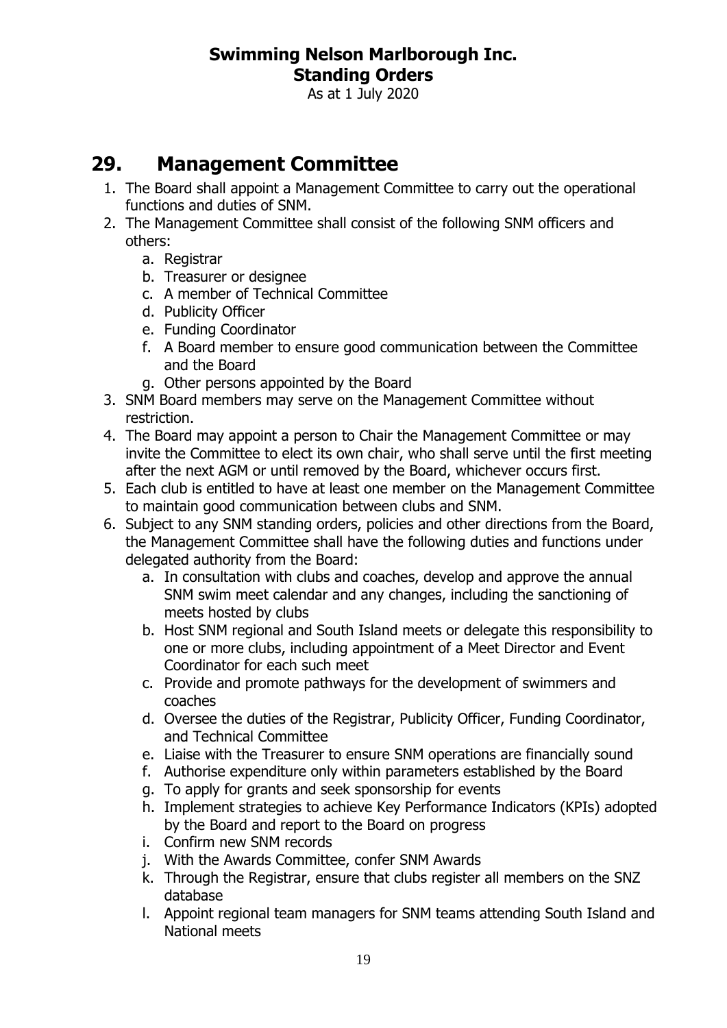## 29. Management Committee

1. The Board shall appoint a Management Committee to carry out the operational functions and duties of SNM.
2. The Management Committee shall consist of the following SNM officers and others:
   a. Registrar
   b. Treasurer or designee
   c. A member of Technical Committee
   d. Publicity Officer
   e. Funding Coordinator
   f. A Board member to ensure good communication between the Committee and the Board
   g. Other persons appointed by the Board
3. SNM Board members may serve on the Management Committee without restriction.
4. The Board may appoint a person to Chair the Management Committee or may invite the Committee to elect its own chair, who shall serve until the first meeting after the next AGM or until removed by the Board, whichever occurs first.
5. Each club is entitled to have at least one member on the Management Committee to maintain good communication between clubs and SNM.
6. Subject to any SNM standing orders, policies and other directions from the Board, the Management Committee shall have the following duties and functions under delegated authority from the Board:
   a. In consultation with clubs and coaches, develop and approve the annual SNM swim meet calendar and any changes, including the sanctioning of meets hosted by clubs
   b. Host SNM regional and South Island meets or delegate this responsibility to one or more clubs, including appointment of a Meet Director and Event Coordinator for each such meet
   c. Provide and promote pathways for the development of swimmers and coaches
   d. Oversee the duties of the Registrar, Publicity Officer, Funding Coordinator, and Technical Committee
   e. Liaise with the Treasurer to ensure SNM operations are financially sound
   f. Authorise expenditure only within parameters established by the Board
   g. To apply for grants and seek sponsorship for events
   h. Implement strategies to achieve Key Performance Indicators (KPIs) adopted by the Board and report to the Board on progress
   i. Confirm new SNM records
   j. With the Awards Committee, confer SNM Awards
   k. Through the Registrar, ensure that clubs register all members on the SNZ database
   l. Appoint regional team managers for SNM teams attending South Island and National meets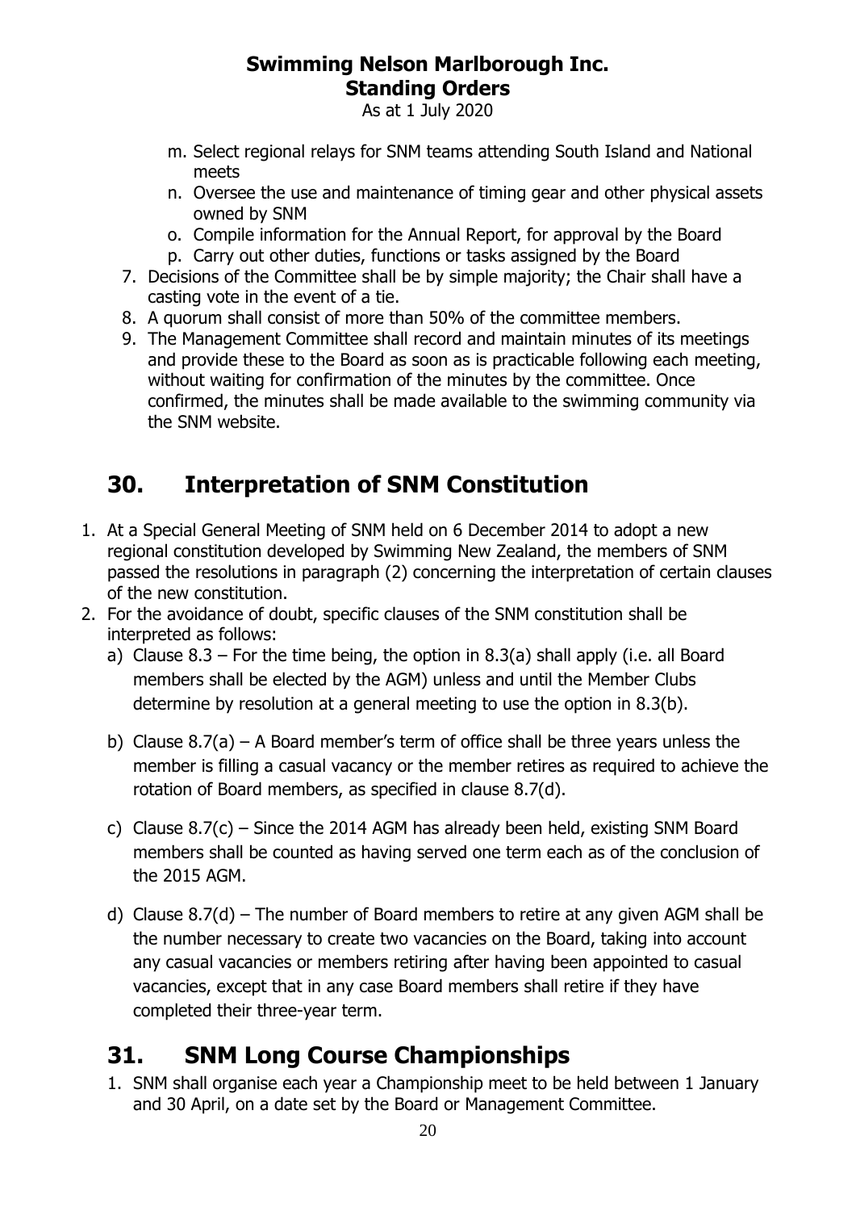m. Select regional relays for SNM teams attending South Island and National meets
n. Oversee the use and maintenance of timing gear and other physical assets owned by SNM
o. Compile information for the Annual Report, for approval by the Board
p. Carry out other duties, functions or tasks assigned by the Board

7. Decisions of the Committee shall be by simple majority; the Chair shall have a casting vote in the event of a tie.
8. A quorum shall consist of more than 50% of the committee members.
9. The Management Committee shall record and maintain minutes of its meetings and provide these to the Board as soon as is practicable following each meeting, without waiting for confirmation of the minutes by the committee. Once confirmed, the minutes shall be made available to the swimming community via the SNM website.

# 30. Interpretation of SNM Constitution

1. At a Special General Meeting of SNM held on 6 December 2014 to adopt a new regional constitution developed by Swimming New Zealand, the members of SNM passed the resolutions in paragraph (2) concerning the interpretation of certain clauses of the new constitution.
2. For the avoidance of doubt, specific clauses of the SNM constitution shall be interpreted as follows:
   a) Clause 8.3 – For the time being, the option in 8.3(a) shall apply (i.e. all Board members shall be elected by the AGM) unless and until the Member Clubs determine by resolution at a general meeting to use the option in 8.3(b).
   b) Clause 8.7(a) – A Board member's term of office shall be three years unless the member is filling a casual vacancy or the member retires as required to achieve the rotation of Board members, as specified in clause 8.7(d).
   c) Clause 8.7(c) – Since the 2014 AGM has already been held, existing SNM Board members shall be counted as having served one term each as of the conclusion of the 2015 AGM.
   d) Clause 8.7(d) – The number of Board members to retire at any given AGM shall be the number necessary to create two vacancies on the Board, taking into account any casual vacancies or members retiring after having been appointed to casual vacancies, except that in any case Board members shall retire if they have completed their three-year term.

# 31. SNM Long Course Championships

1. SNM shall organise each year a Championship meet to be held between 1 January and 30 April, on a date set by the Board or Management Committee.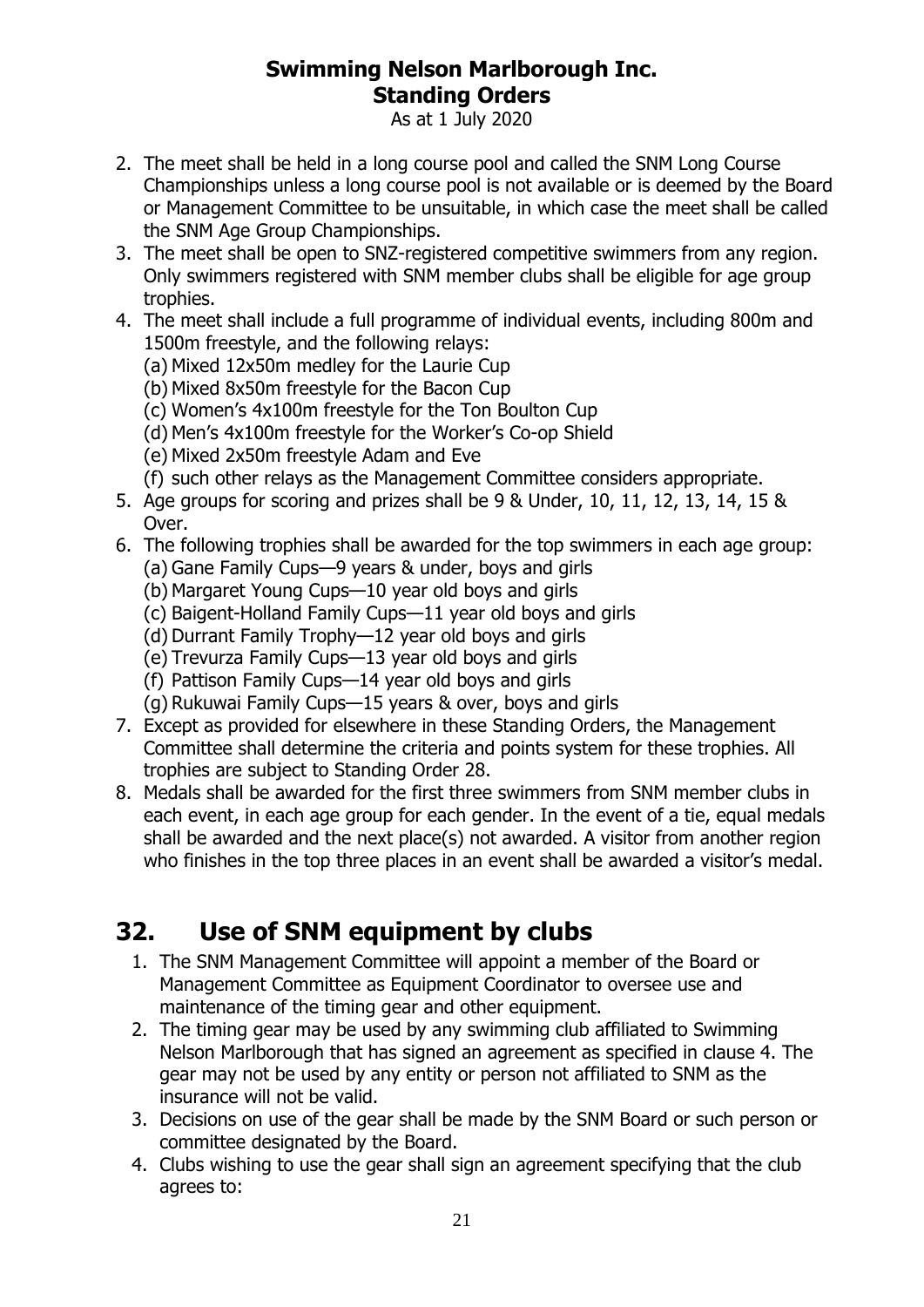2. The meet shall be held in a long course pool and called the SNM Long Course Championships unless a long course pool is not available or is deemed by the Board or Management Committee to be unsuitable, in which case the meet shall be called the SNM Age Group Championships.
3. The meet shall be open to SNZ-registered competitive swimmers from any region. Only swimmers registered with SNM member clubs shall be eligible for age group trophies.
4. The meet shall include a full programme of individual events, including 800m and 1500m freestyle, and the following relays:
   (a) Mixed 12x50m medley for the Laurie Cup
   (b) Mixed 8x50m freestyle for the Bacon Cup
   (c) Women's 4x100m freestyle for the Ton Boulton Cup
   (d) Men's 4x100m freestyle for the Worker's Co-op Shield
   (e) Mixed 2x50m freestyle Adam and Eve
   (f) such other relays as the Management Committee considers appropriate.
5. Age groups for scoring and prizes shall be 9 & Under, 10, 11, 12, 13, 14, 15 & Over.
6. The following trophies shall be awarded for the top swimmers in each age group:
   (a) Gane Family Cups—9 years & under, boys and girls
   (b) Margaret Young Cups—10 year old boys and girls
   (c) Baigent-Holland Family Cups—11 year old boys and girls
   (d) Durrant Family Trophy—12 year old boys and girls
   (e) Trevurza Family Cups—13 year old boys and girls
   (f) Pattison Family Cups—14 year old boys and girls
   (g) Rukuwai Family Cups—15 years & over, boys and girls
7. Except as provided for elsewhere in these Standing Orders, the Management Committee shall determine the criteria and points system for these trophies. All trophies are subject to Standing Order 28.
8. Medals shall be awarded for the first three swimmers from SNM member clubs in each event, in each age group for each gender. In the event of a tie, equal medals shall be awarded and the next place(s) not awarded. A visitor from another region who finishes in the top three places in an event shall be awarded a visitor's medal.

# 32. Use of SNM equipment by clubs

1. The SNM Management Committee will appoint a member of the Board or Management Committee as Equipment Coordinator to oversee use and maintenance of the timing gear and other equipment.
2. The timing gear may be used by any swimming club affiliated to Swimming Nelson Marlborough that has signed an agreement as specified in clause 4. The gear may not be used by any entity or person not affiliated to SNM as the insurance will not be valid.
3. Decisions on use of the gear shall be made by the SNM Board or such person or committee designated by the Board.
4. Clubs wishing to use the gear shall sign an agreement specifying that the club agrees to: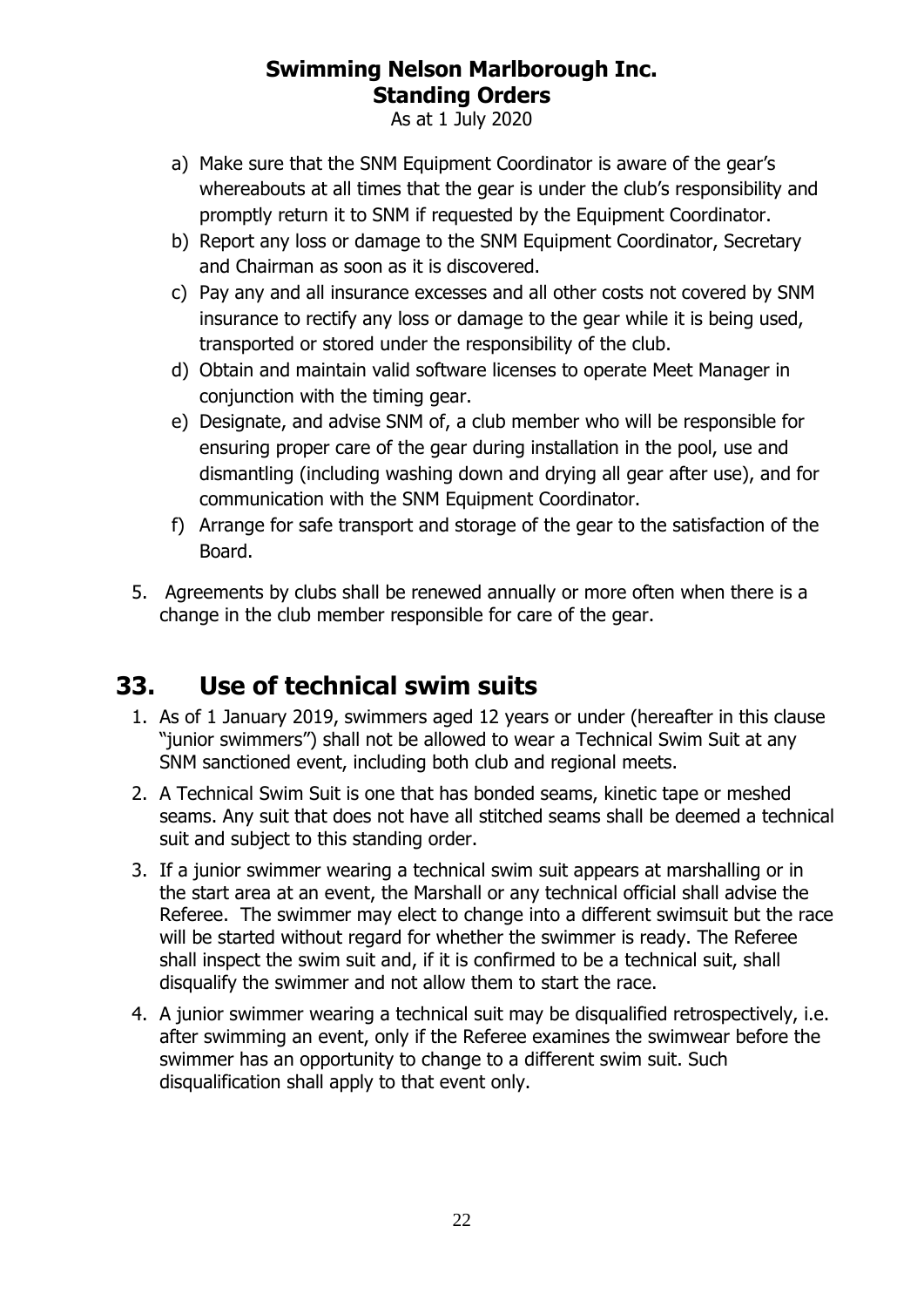a) Make sure that the SNM Equipment Coordinator is aware of the gear's whereabouts at all times that the gear is under the club's responsibility and promptly return it to SNM if requested by the Equipment Coordinator.
b) Report any loss or damage to the SNM Equipment Coordinator, Secretary and Chairman as soon as it is discovered.
c) Pay any and all insurance excesses and all other costs not covered by SNM insurance to rectify any loss or damage to the gear while it is being used, transported or stored under the responsibility of the club.
d) Obtain and maintain valid software licenses to operate Meet Manager in conjunction with the timing gear.
e) Designate, and advise SNM of, a club member who will be responsible for ensuring proper care of the gear during installation in the pool, use and dismantling (including washing down and drying all gear after use), and for communication with the SNM Equipment Coordinator.
f) Arrange for safe transport and storage of the gear to the satisfaction of the Board.

5. Agreements by clubs shall be renewed annually or more often when there is a change in the club member responsible for care of the gear.

# 33. Use of technical swim suits

1. As of 1 January 2019, swimmers aged 12 years or under (hereafter in this clause "junior swimmers") shall not be allowed to wear a Technical Swim Suit at any SNM sanctioned event, including both club and regional meets.
2. A Technical Swim Suit is one that has bonded seams, kinetic tape or meshed seams. Any suit that does not have all stitched seams shall be deemed a technical suit and subject to this standing order.
3. If a junior swimmer wearing a technical swim suit appears at marshalling or in the start area at an event, the Marshall or any technical official shall advise the Referee. The swimmer may elect to change into a different swimsuit but the race will be started without regard for whether the swimmer is ready. The Referee shall inspect the swim suit and, if it is confirmed to be a technical suit, shall disqualify the swimmer and not allow them to start the race.
4. A junior swimmer wearing a technical suit may be disqualified retrospectively, i.e. after swimming an event, only if the Referee examines the swimwear before the swimmer has an opportunity to change to a different swim suit. Such disqualification shall apply to that event only.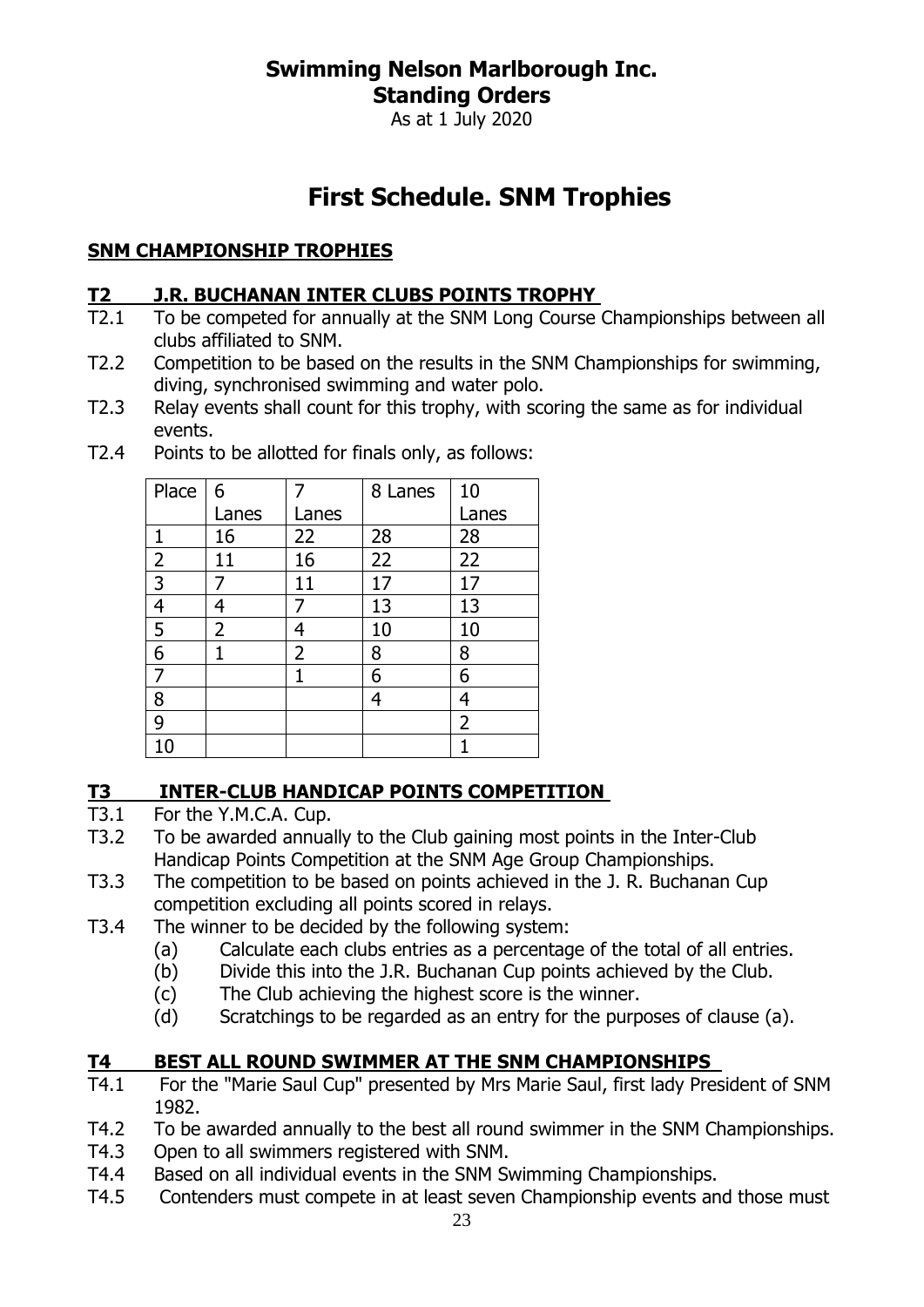# Swimming Nelson Marlborough Inc.
## Standing Orders
As at 1 July 2020

# First Schedule. SNM Trophies

## SNM CHAMPIONSHIP TROPHIES

### T2 J.R. BUCHANAN INTER CLUBS POINTS TROPHY

T2.1 To be competed for annually at the SNM Long Course Championships between all clubs affiliated to SNM.

T2.2 Competition to be based on the results in the SNM Championships for swimming, diving, synchronised swimming and water polo.

T2.3 Relay events shall count for this trophy, with scoring the same as for individual events.

T2.4 Points to be allotted for finals only, as follows:

| Place | 6 Lanes | 7 Lanes | 8 Lanes | 10 Lanes |
|---|---|---|---|---|
| 1 | 16 | 22 | 28 | 28 |
| 2 | 11 | 16 | 22 | 22 |
| 3 | 7 | 11 | 17 | 17 |
| 4 | 4 | 7 | 13 | 13 |
| 5 | 2 | 4 | 10 | 10 |
| 6 | 1 | 2 | 8 | 8 |
| 7 | | 1 | 6 | 6 |
| 8 | | | 4 | 4 |
| 9 | | | | 2 |
| 10 | | | | 1 |

### T3 INTER-CLUB HANDICAP POINTS COMPETITION

T3.1 For the Y.M.C.A. Cup.

T3.2 To be awarded annually to the Club gaining most points in the Inter-Club Handicap Points Competition at the SNM Age Group Championships.

T3.3 The competition to be based on points achieved in the J. R. Buchanan Cup competition excluding all points scored in relays.

T3.4 The winner to be decided by the following system:

- (a) Calculate each clubs entries as a percentage of the total of all entries.
- (b) Divide this into the J.R. Buchanan Cup points achieved by the Club.
- (c) The Club achieving the highest score is the winner.
- (d) Scratchings to be regarded as an entry for the purposes of clause (a).

### T4 BEST ALL ROUND SWIMMER AT THE SNM CHAMPIONSHIPS

T4.1 For the "Marie Saul Cup" presented by Mrs Marie Saul, first lady President of SNM 1982.

T4.2 To be awarded annually to the best all round swimmer in the SNM Championships.

T4.3 Open to all swimmers registered with SNM.

T4.4 Based on all individual events in the SNM Swimming Championships.

T4.5 Contenders must compete in at least seven Championship events and those must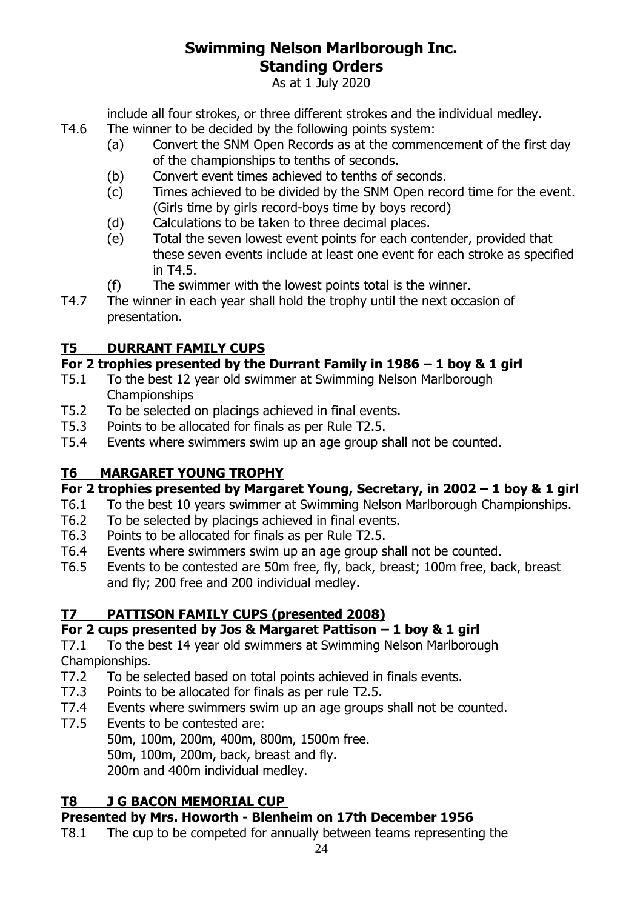include all four strokes, or three different strokes and the individual medley.

T4.6 The winner to be decided by the following points system:

- (a) Convert the SNM Open Records as at the commencement of the first day of the championships to tenths of seconds.
- (b) Convert event times achieved to tenths of seconds.
- (c) Times achieved to be divided by the SNM Open record time for the event. (Girls time by girls record-boys time by boys record)
- (d) Calculations to be taken to three decimal places.
- (e) Total the seven lowest event points for each contender, provided that these seven events include at least one event for each stroke as specified in T4.5.
- (f) The swimmer with the lowest points total is the winner.

T4.7 The winner in each year shall hold the trophy until the next occasion of presentation.

## T5 DURRANT FAMILY CUPS

### For 2 trophies presented by the Durrant Family in 1986 – 1 boy & 1 girl

T5.1 To the best 12 year old swimmer at Swimming Nelson Marlborough Championships

T5.2 To be selected on placings achieved in final events.

T5.3 Points to be allocated for finals as per Rule T2.5.

T5.4 Events where swimmers swim up an age group shall not be counted.

## T6 MARGARET YOUNG TROPHY

### For 2 trophies presented by Margaret Young, Secretary, in 2002 – 1 boy & 1 girl

T6.1 To the best 10 years swimmer at Swimming Nelson Marlborough Championships.

T6.2 To be selected by placings achieved in final events.

T6.3 Points to be allocated for finals as per Rule T2.5.

T6.4 Events where swimmers swim up an age group shall not be counted.

T6.5 Events to be contested are 50m free, fly, back, breast; 100m free, back, breast and fly; 200 free and 200 individual medley.

## T7 PATTISON FAMILY CUPS (presented 2008)

### For 2 cups presented by Jos & Margaret Pattison – 1 boy & 1 girl

T7.1 To the best 14 year old swimmers at Swimming Nelson Marlborough Championships.

T7.2 To be selected based on total points achieved in finals events.

T7.3 Points to be allocated for finals as per rule T2.5.

T7.4 Events where swimmers swim up an age groups shall not be counted.

T7.5 Events to be contested are:
50m, 100m, 200m, 400m, 800m, 1500m free.
50m, 100m, 200m, back, breast and fly.
200m and 400m individual medley.

## T8 J G BACON MEMORIAL CUP

### Presented by Mrs. Howorth - Blenheim on 17th December 1956

T8.1 The cup to be competed for annually between teams representing the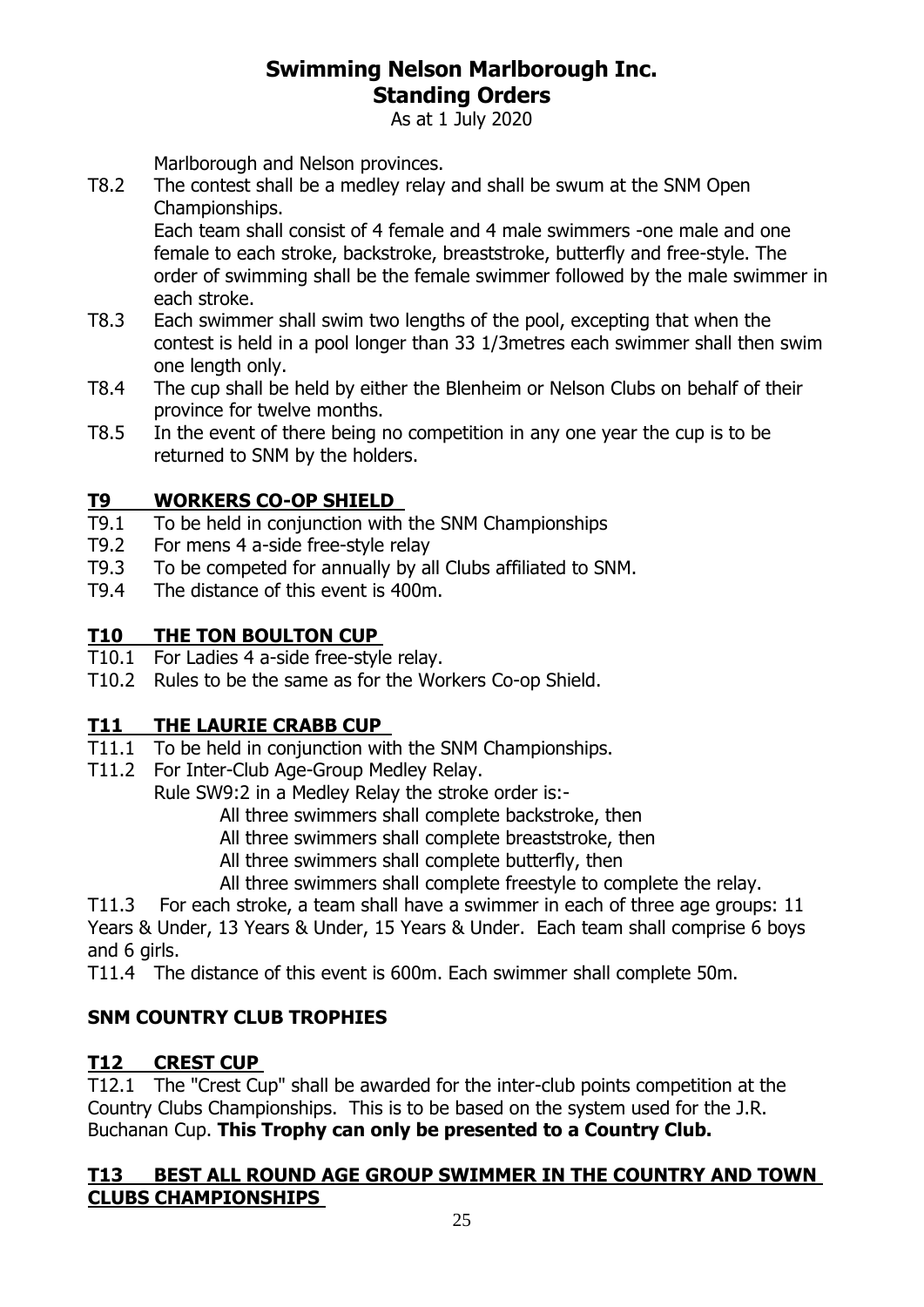Marlborough and Nelson provinces.

T8.2 The contest shall be a medley relay and shall be swum at the SNM Open Championships.
Each team shall consist of 4 female and 4 male swimmers -one male and one female to each stroke, backstroke, breaststroke, butterfly and free-style. The order of swimming shall be the female swimmer followed by the male swimmer in each stroke.

T8.3 Each swimmer shall swim two lengths of the pool, excepting that when the contest is held in a pool longer than 33 1/3metres each swimmer shall then swim one length only.

T8.4 The cup shall be held by either the Blenheim or Nelson Clubs on behalf of their province for twelve months.

T8.5 In the event of there being no competition in any one year the cup is to be returned to SNM by the holders.

## T9 WORKERS CO-OP SHIELD

T9.1 To be held in conjunction with the SNM Championships

T9.2 For mens 4 a-side free-style relay

T9.3 To be competed for annually by all Clubs affiliated to SNM.

T9.4 The distance of this event is 400m.

## T10 THE TON BOULTON CUP

T10.1 For Ladies 4 a-side free-style relay.

T10.2 Rules to be the same as for the Workers Co-op Shield.

## T11 THE LAURIE CRABB CUP

T11.1 To be held in conjunction with the SNM Championships.

T11.2 For Inter-Club Age-Group Medley Relay.
Rule SW9:2 in a Medley Relay the stroke order is:-
All three swimmers shall complete backstroke, then
All three swimmers shall complete breaststroke, then
All three swimmers shall complete butterfly, then
All three swimmers shall complete freestyle to complete the relay.

T11.3 For each stroke, a team shall have a swimmer in each of three age groups: 11 Years & Under, 13 Years & Under, 15 Years & Under. Each team shall comprise 6 boys and 6 girls.

T11.4 The distance of this event is 600m. Each swimmer shall complete 50m.

## SNM COUNTRY CLUB TROPHIES

## T12 CREST CUP

T12.1 The "Crest Cup" shall be awarded for the inter-club points competition at the Country Clubs Championships. This is to be based on the system used for the J.R. Buchanan Cup. **This Trophy can only be presented to a Country Club.**

## T13 BEST ALL ROUND AGE GROUP SWIMMER IN THE COUNTRY AND TOWN CLUBS CHAMPIONSHIPS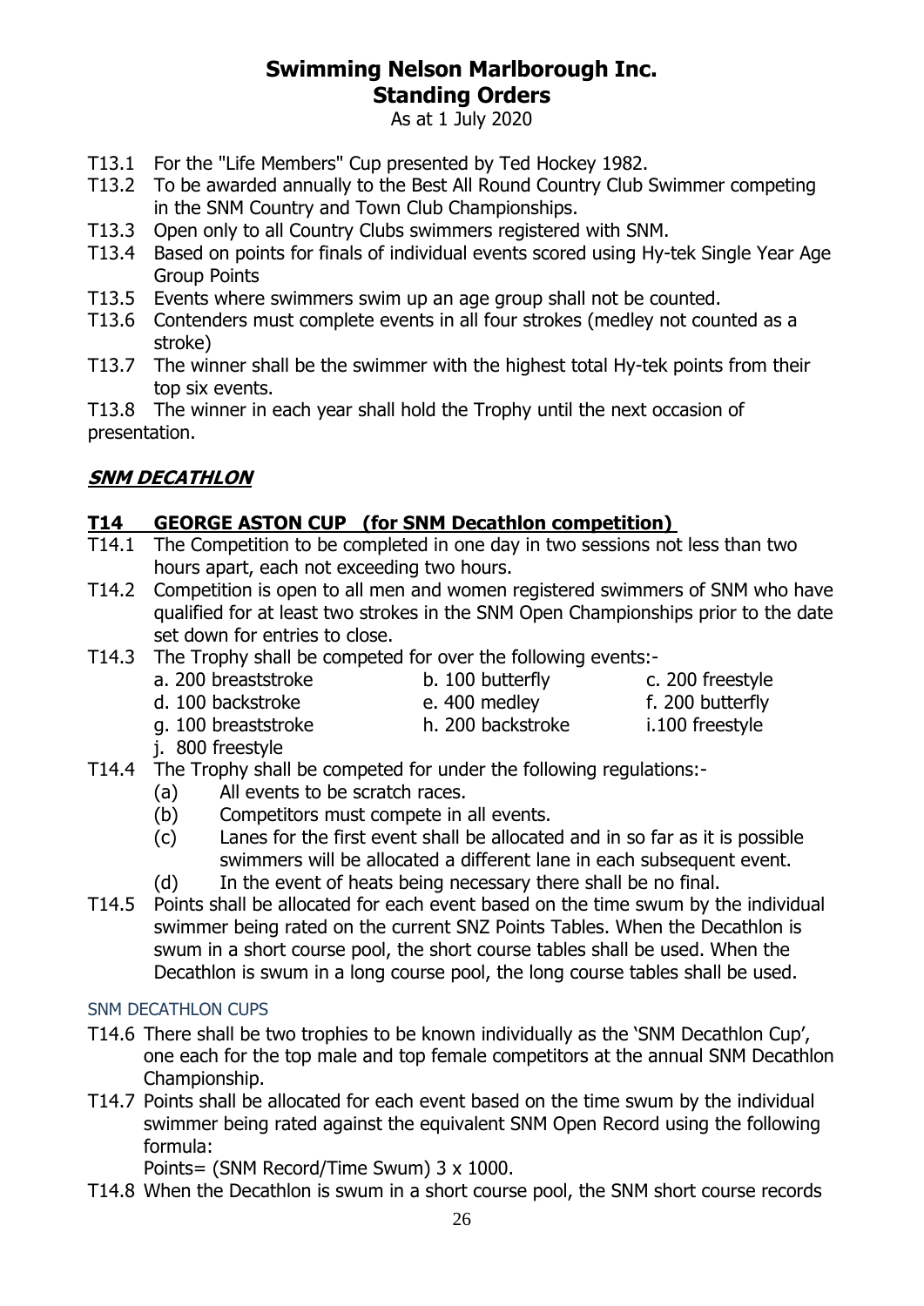# Swimming Nelson Marlborough Inc.
## Standing Orders

As at 1 July 2020

T13.1 For the "Life Members" Cup presented by Ted Hockey 1982.

T13.2 To be awarded annually to the Best All Round Country Club Swimmer competing in the SNM Country and Town Club Championships.

T13.3 Open only to all Country Clubs swimmers registered with SNM.

T13.4 Based on points for finals of individual events scored using Hy-tek Single Year Age Group Points

T13.5 Events where swimmers swim up an age group shall not be counted.

T13.6 Contenders must complete events in all four strokes (medley not counted as a stroke)

T13.7 The winner shall be the swimmer with the highest total Hy-tek points from their top six events.

T13.8 The winner in each year shall hold the Trophy until the next occasion of presentation.

***SNM DECATHLON***

### T14 GEORGE ASTON CUP (for SNM Decathlon competition)

T14.1 The Competition to be completed in one day in two sessions not less than two hours apart, each not exceeding two hours.

T14.2 Competition is open to all men and women registered swimmers of SNM who have qualified for at least two strokes in the SNM Open Championships prior to the date set down for entries to close.

T14.3 The Trophy shall be competed for over the following events:-

a. 200 breaststroke
b. 100 butterfly
c. 200 freestyle
d. 100 backstroke
e. 400 medley
f. 200 butterfly
g. 100 breaststroke
h. 200 backstroke
i. 100 freestyle
j. 800 freestyle

T14.4 The Trophy shall be competed for under the following regulations:-

(a) All events to be scratch races.
(b) Competitors must compete in all events.
(c) Lanes for the first event shall be allocated and in so far as it is possible swimmers will be allocated a different lane in each subsequent event.
(d) In the event of heats being necessary there shall be no final.

T14.5 Points shall be allocated for each event based on the time swum by the individual swimmer being rated on the current SNZ Points Tables. When the Decathlon is swum in a short course pool, the short course tables shall be used. When the Decathlon is swum in a long course pool, the long course tables shall be used.

#### SNM DECATHLON CUPS

T14.6 There shall be two trophies to be known individually as the 'SNM Decathlon Cup', one each for the top male and top female competitors at the annual SNM Decathlon Championship.

T14.7 Points shall be allocated for each event based on the time swum by the individual swimmer being rated against the equivalent SNM Open Record using the following formula:

Points= (SNM Record/Time Swum) 3 x 1000.

T14.8 When the Decathlon is swum in a short course pool, the SNM short course records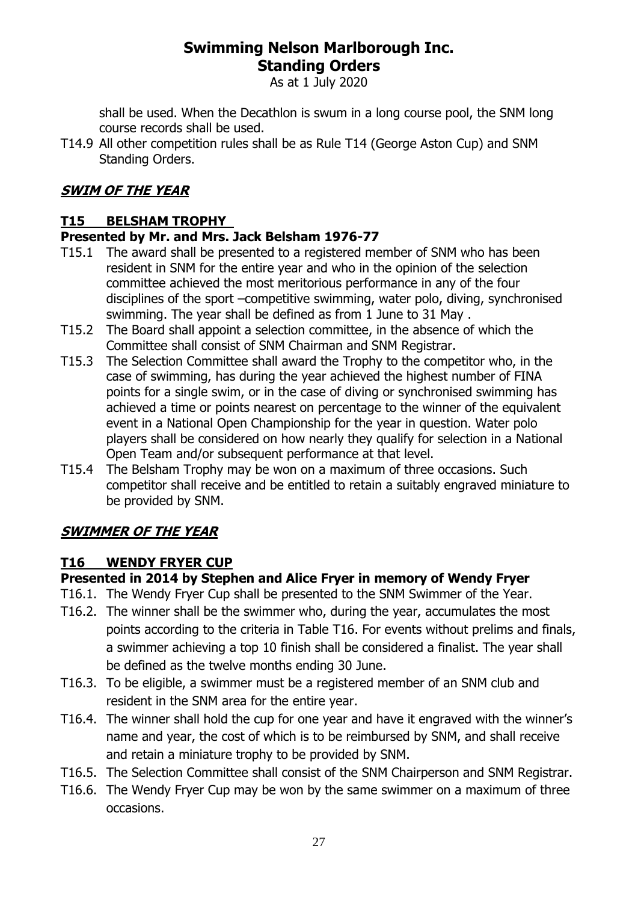shall be used. When the Decathlon is swum in a long course pool, the SNM long course records shall be used.

T14.9 All other competition rules shall be as Rule T14 (George Aston Cup) and SNM Standing Orders.

## ***SWIM OF THE YEAR***

### **T15 BELSHAM TROPHY**

**Presented by Mr. and Mrs. Jack Belsham 1976-77**

T15.1 The award shall be presented to a registered member of SNM who has been resident in SNM for the entire year and who in the opinion of the selection committee achieved the most meritorious performance in any of the four disciplines of the sport –competitive swimming, water polo, diving, synchronised swimming. The year shall be defined as from 1 June to 31 May .

T15.2 The Board shall appoint a selection committee, in the absence of which the Committee shall consist of SNM Chairman and SNM Registrar.

T15.3 The Selection Committee shall award the Trophy to the competitor who, in the case of swimming, has during the year achieved the highest number of FINA points for a single swim, or in the case of diving or synchronised swimming has achieved a time or points nearest on percentage to the winner of the equivalent event in a National Open Championship for the year in question. Water polo players shall be considered on how nearly they qualify for selection in a National Open Team and/or subsequent performance at that level.

T15.4 The Belsham Trophy may be won on a maximum of three occasions. Such competitor shall receive and be entitled to retain a suitably engraved miniature to be provided by SNM.

## ***SWIMMER OF THE YEAR***

### **T16 WENDY FRYER CUP**

**Presented in 2014 by Stephen and Alice Fryer in memory of Wendy Fryer**

T16.1. The Wendy Fryer Cup shall be presented to the SNM Swimmer of the Year.

T16.2. The winner shall be the swimmer who, during the year, accumulates the most points according to the criteria in Table T16. For events without prelims and finals, a swimmer achieving a top 10 finish shall be considered a finalist. The year shall be defined as the twelve months ending 30 June.

T16.3. To be eligible, a swimmer must be a registered member of an SNM club and resident in the SNM area for the entire year.

T16.4. The winner shall hold the cup for one year and have it engraved with the winner's name and year, the cost of which is to be reimbursed by SNM, and shall receive and retain a miniature trophy to be provided by SNM.

T16.5. The Selection Committee shall consist of the SNM Chairperson and SNM Registrar.

T16.6. The Wendy Fryer Cup may be won by the same swimmer on a maximum of three occasions.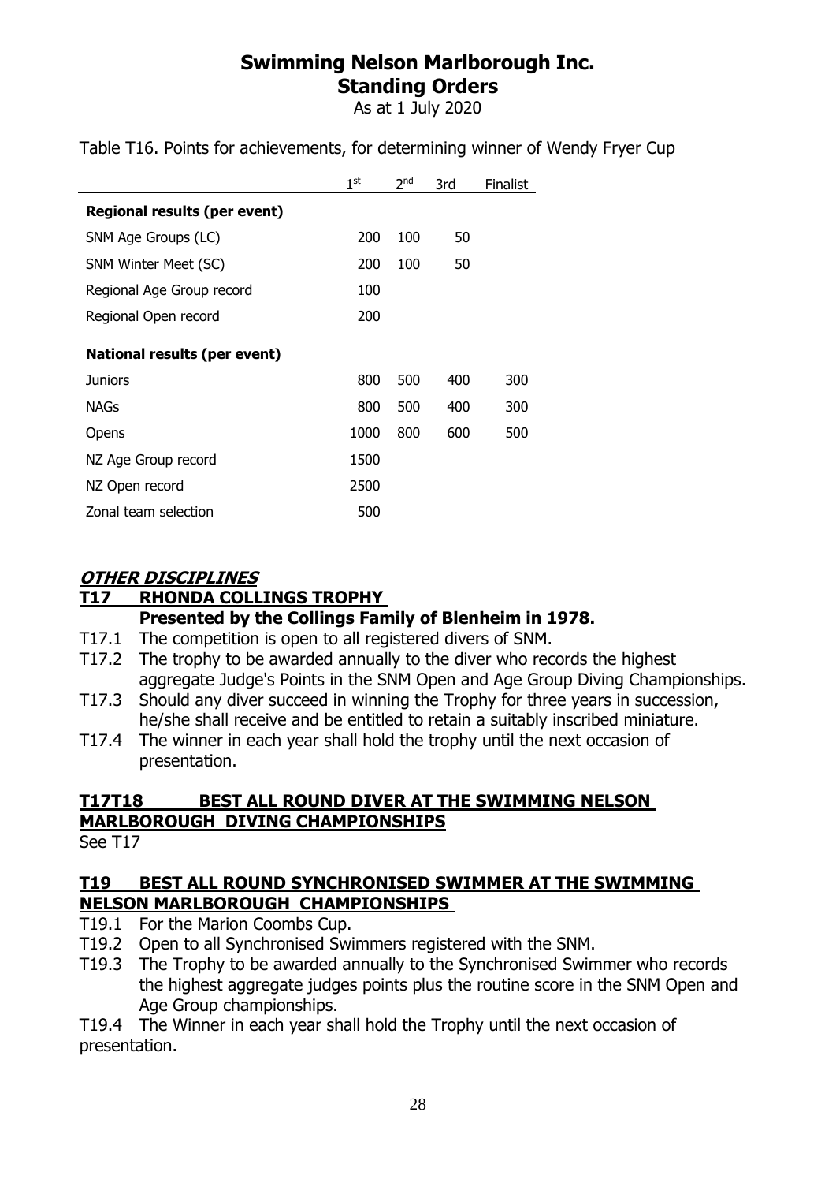# Swimming Nelson Marlborough Inc.
## Standing Orders

As at 1 July 2020

Table T16. Points for achievements, for determining winner of Wendy Fryer Cup

| | 1st | 2nd | 3rd | Finalist |
|---|---|---|---|---|
| **Regional results (per event)** | | | | |
| SNM Age Groups (LC) | 200 | 100 | 50 | |
| SNM Winter Meet (SC) | 200 | 100 | 50 | |
| Regional Age Group record | 100 | | | |
| Regional Open record | 200 | | | |
| **National results (per event)** | | | | |
| Juniors | 800 | 500 | 400 | 300 |
| NAGs | 800 | 500 | 400 | 300 |
| Opens | 1000 | 800 | 600 | 500 |
| NZ Age Group record | 1500 | | | |
| NZ Open record | 2500 | | | |
| Zonal team selection | 500 | | | |

***OTHER DISCIPLINES***

### T17 RHONDA COLLINGS TROPHY

**Presented by the Collings Family of Blenheim in 1978.**

- T17.1 The competition is open to all registered divers of SNM.
- T17.2 The trophy to be awarded annually to the diver who records the highest aggregate Judge's Points in the SNM Open and Age Group Diving Championships.
- T17.3 Should any diver succeed in winning the Trophy for three years in succession, he/she shall receive and be entitled to retain a suitably inscribed miniature.
- T17.4 The winner in each year shall hold the trophy until the next occasion of presentation.

### T17T18 BEST ALL ROUND DIVER AT THE SWIMMING NELSON MARLBOROUGH DIVING CHAMPIONSHIPS

See T17

### T19 BEST ALL ROUND SYNCHRONISED SWIMMER AT THE SWIMMING NELSON MARLBOROUGH CHAMPIONSHIPS

- T19.1 For the Marion Coombs Cup.
- T19.2 Open to all Synchronised Swimmers registered with the SNM.
- T19.3 The Trophy to be awarded annually to the Synchronised Swimmer who records the highest aggregate judges points plus the routine score in the SNM Open and Age Group championships.
- T19.4 The Winner in each year shall hold the Trophy until the next occasion of presentation.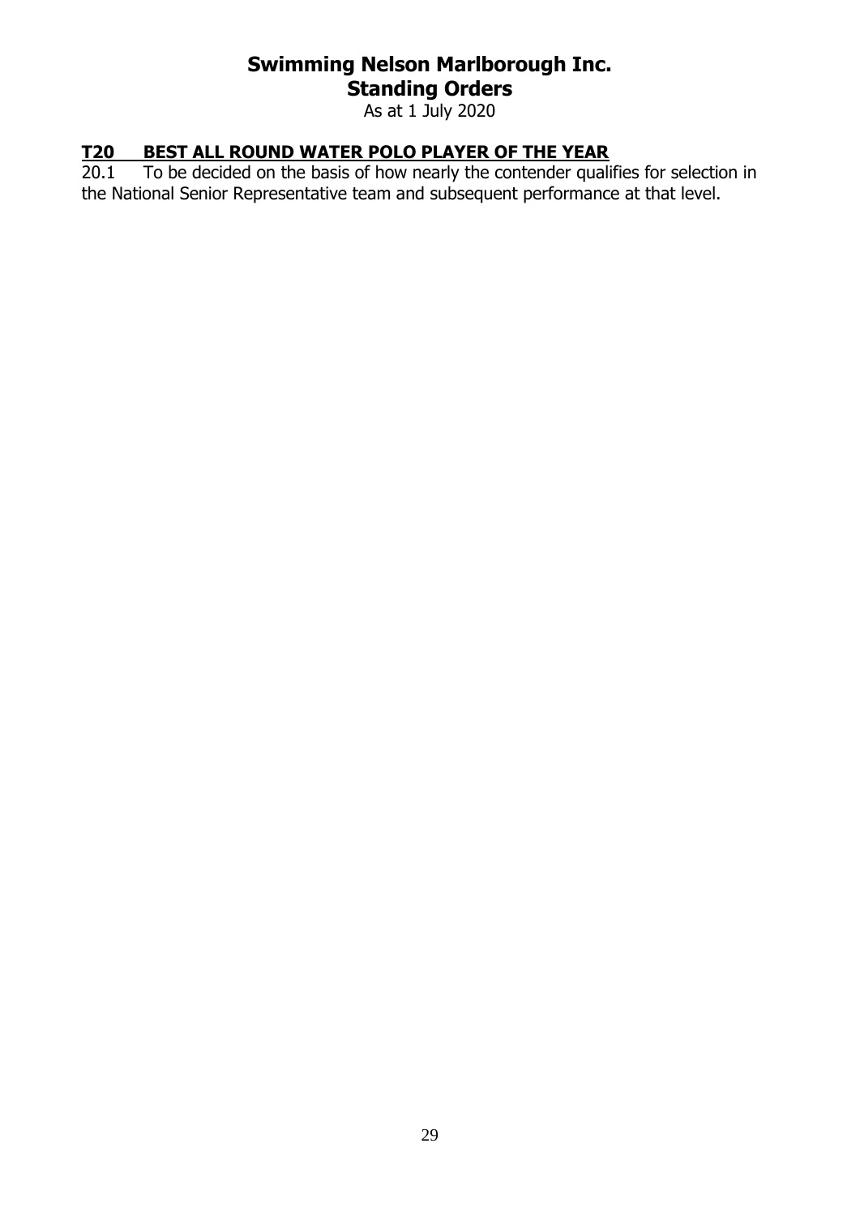## T20 BEST ALL ROUND WATER POLO PLAYER OF THE YEAR

20.1 To be decided on the basis of how nearly the contender qualifies for selection in the National Senior Representative team and subsequent performance at that level.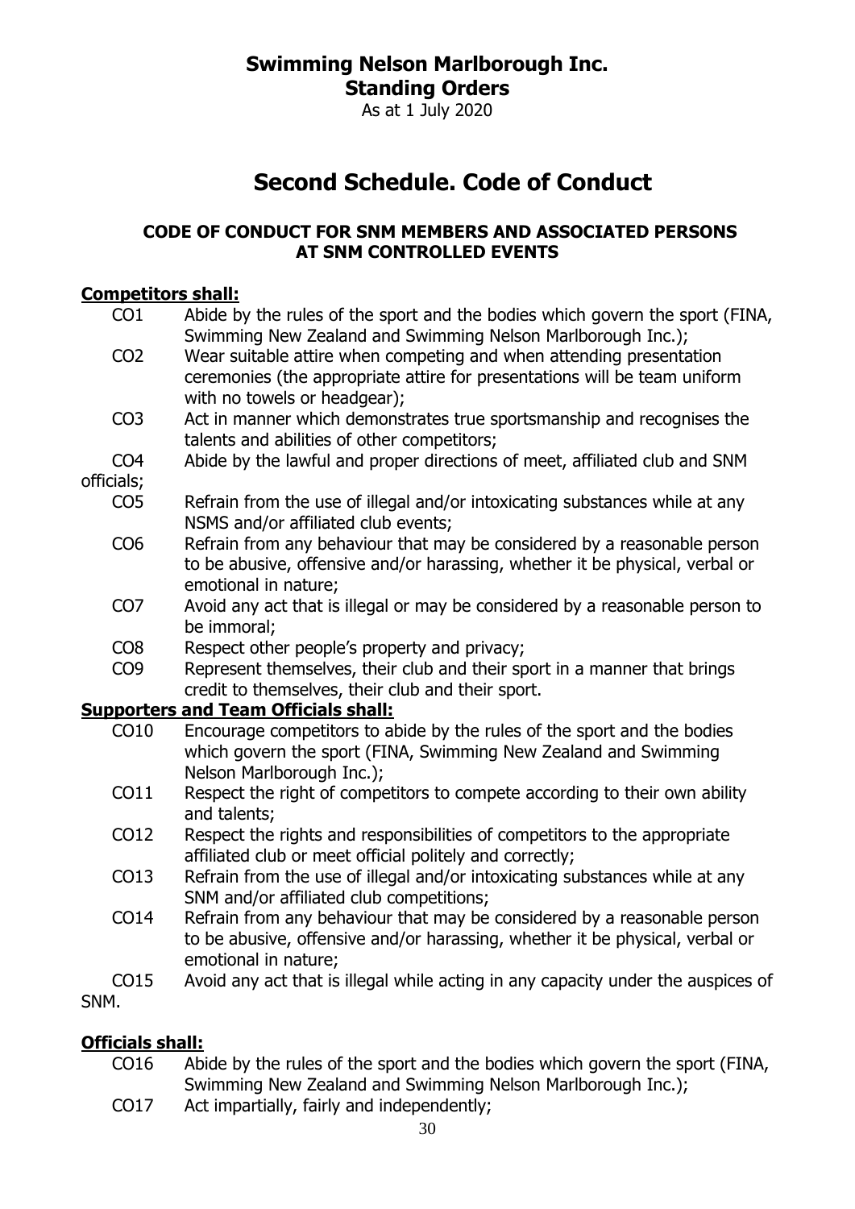# Swimming Nelson Marlborough Inc.
## Standing Orders

As at 1 July 2020

# Second Schedule. Code of Conduct

### CODE OF CONDUCT FOR SNM MEMBERS AND ASSOCIATED PERSONS AT SNM CONTROLLED EVENTS

**Competitors shall:**

- CO1 Abide by the rules of the sport and the bodies which govern the sport (FINA, Swimming New Zealand and Swimming Nelson Marlborough Inc.);
- CO2 Wear suitable attire when competing and when attending presentation ceremonies (the appropriate attire for presentations will be team uniform with no towels or headgear);
- CO3 Act in manner which demonstrates true sportsmanship and recognises the talents and abilities of other competitors;
- CO4 Abide by the lawful and proper directions of meet, affiliated club and SNM officials;
- CO5 Refrain from the use of illegal and/or intoxicating substances while at any NSMS and/or affiliated club events;
- CO6 Refrain from any behaviour that may be considered by a reasonable person to be abusive, offensive and/or harassing, whether it be physical, verbal or emotional in nature;
- CO7 Avoid any act that is illegal or may be considered by a reasonable person to be immoral;
- CO8 Respect other people's property and privacy;
- CO9 Represent themselves, their club and their sport in a manner that brings credit to themselves, their club and their sport.

**Supporters and Team Officials shall:**

- CO10 Encourage competitors to abide by the rules of the sport and the bodies which govern the sport (FINA, Swimming New Zealand and Swimming Nelson Marlborough Inc.);
- CO11 Respect the right of competitors to compete according to their own ability and talents;
- CO12 Respect the rights and responsibilities of competitors to the appropriate affiliated club or meet official politely and correctly;
- CO13 Refrain from the use of illegal and/or intoxicating substances while at any SNM and/or affiliated club competitions;
- CO14 Refrain from any behaviour that may be considered by a reasonable person to be abusive, offensive and/or harassing, whether it be physical, verbal or emotional in nature;
- CO15 Avoid any act that is illegal while acting in any capacity under the auspices of SNM.

**Officials shall:**

- CO16 Abide by the rules of the sport and the bodies which govern the sport (FINA, Swimming New Zealand and Swimming Nelson Marlborough Inc.);
- CO17 Act impartially, fairly and independently;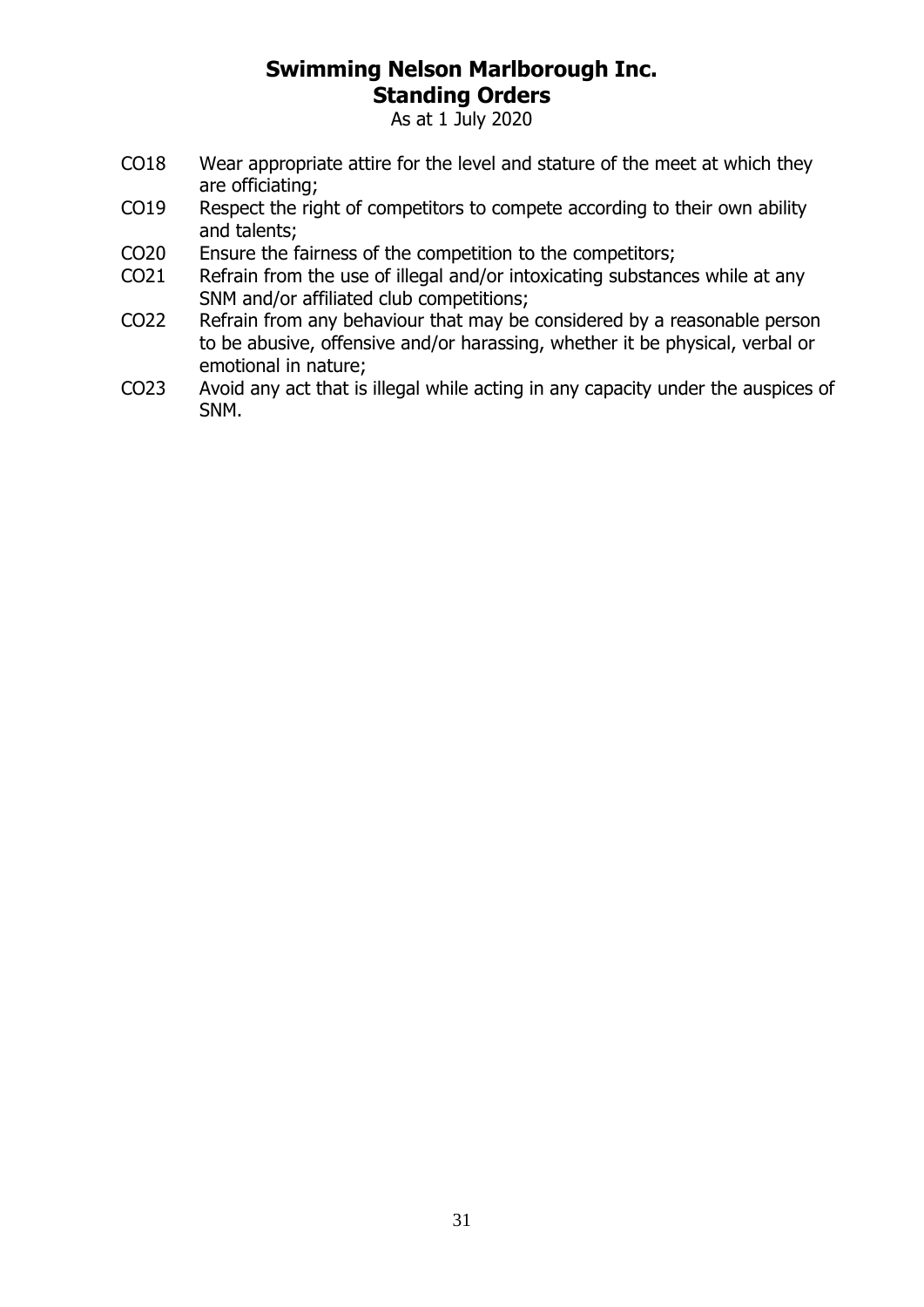CO18 Wear appropriate attire for the level and stature of the meet at which they are officiating;

CO19 Respect the right of competitors to compete according to their own ability and talents;

CO20 Ensure the fairness of the competition to the competitors;

CO21 Refrain from the use of illegal and/or intoxicating substances while at any SNM and/or affiliated club competitions;

CO22 Refrain from any behaviour that may be considered by a reasonable person to be abusive, offensive and/or harassing, whether it be physical, verbal or emotional in nature;

CO23 Avoid any act that is illegal while acting in any capacity under the auspices of SNM.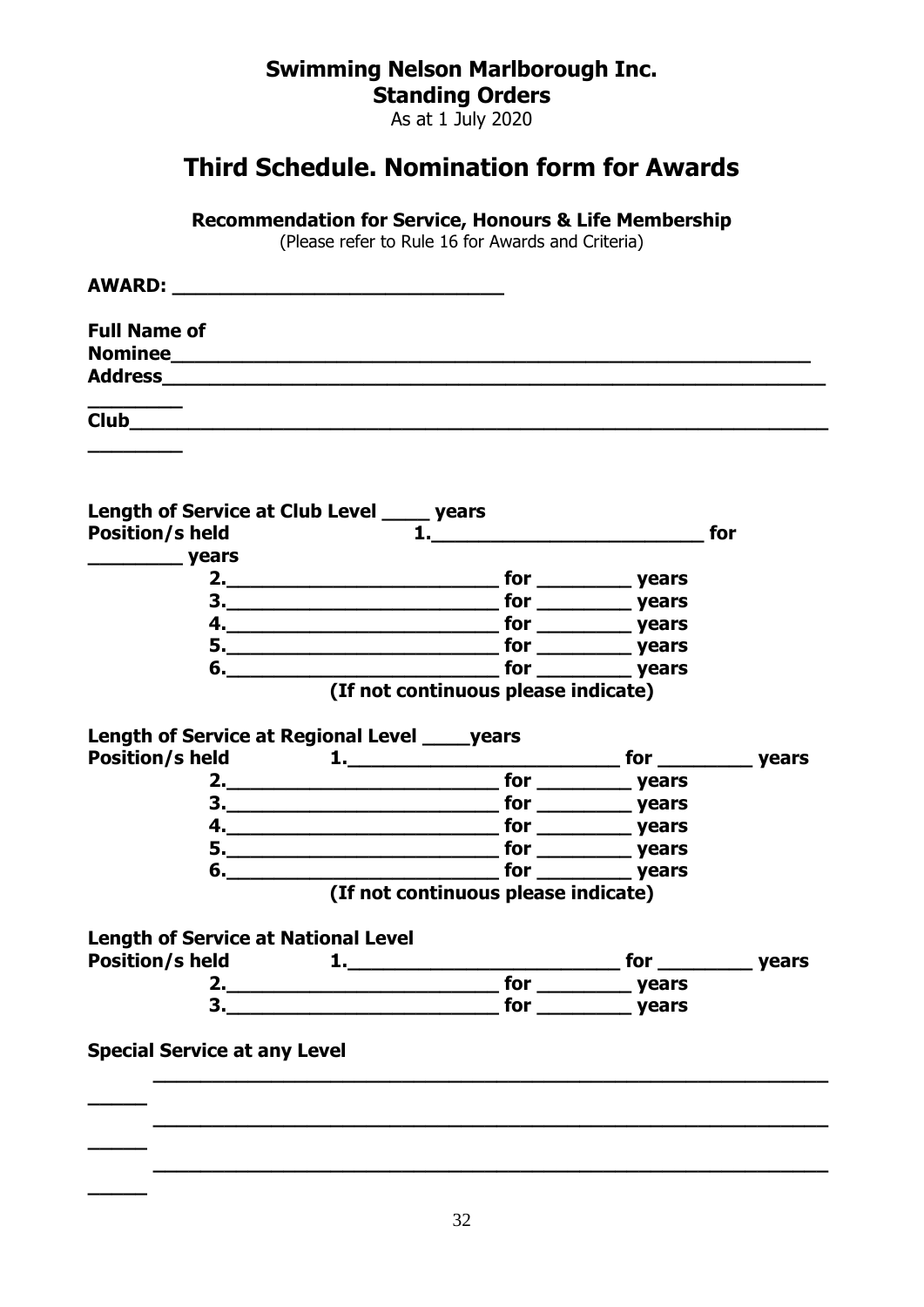**Swimming Nelson Marlborough Inc.**
**Standing Orders**
As at 1 July 2020

# Third Schedule. Nomination form for Awards

**Recommendation for Service, Honours & Life Membership**
(Please refer to Rule 16 for Awards and Criteria)

**AWARD: ______________________________**

**Full Name of Nominee__________________________________________________________**
**Address____________________________________________________________**
**________**
**Club_______________________________________________________________**
**________**

**Length of Service at Club Level ____ years**
**Position/s held 1.________________________ for ________ years**
**2.________________________ for ________ years**
**3.________________________ for ________ years**
**4.________________________ for ________ years**
**5.________________________ for ________ years**
**6.________________________ for ________ years**
**(If not continuous please indicate)**

**Length of Service at Regional Level ____years**
**Position/s held 1.________________________ for ________ years**
**2.________________________ for ________ years**
**3.________________________ for ________ years**
**4.________________________ for ________ years**
**5.________________________ for ________ years**
**6.________________________ for ________ years**
**(If not continuous please indicate)**

**Length of Service at National Level**
**Position/s held 1.________________________ for ________ years**
**2.________________________ for ________ years**
**3.________________________ for ________ years**

**Special Service at any Level**

____________________________________________________________
____________________________________________________________
____________________________________________________________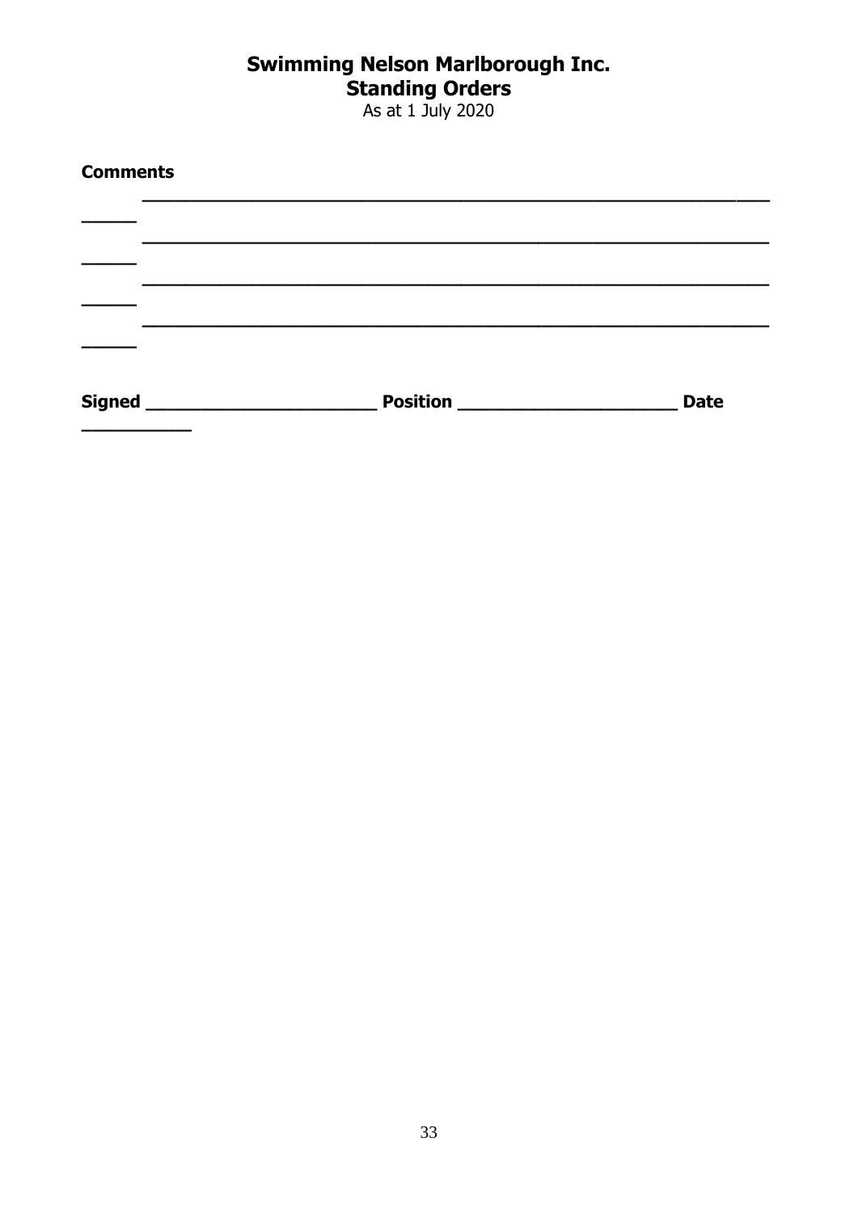**Comments**

_______________________________________________________________

_______________________________________________________________

_______________________________________________________________

_______________________________________________________________

**Signed** ______________________ **Position** _____________________ **Date** __________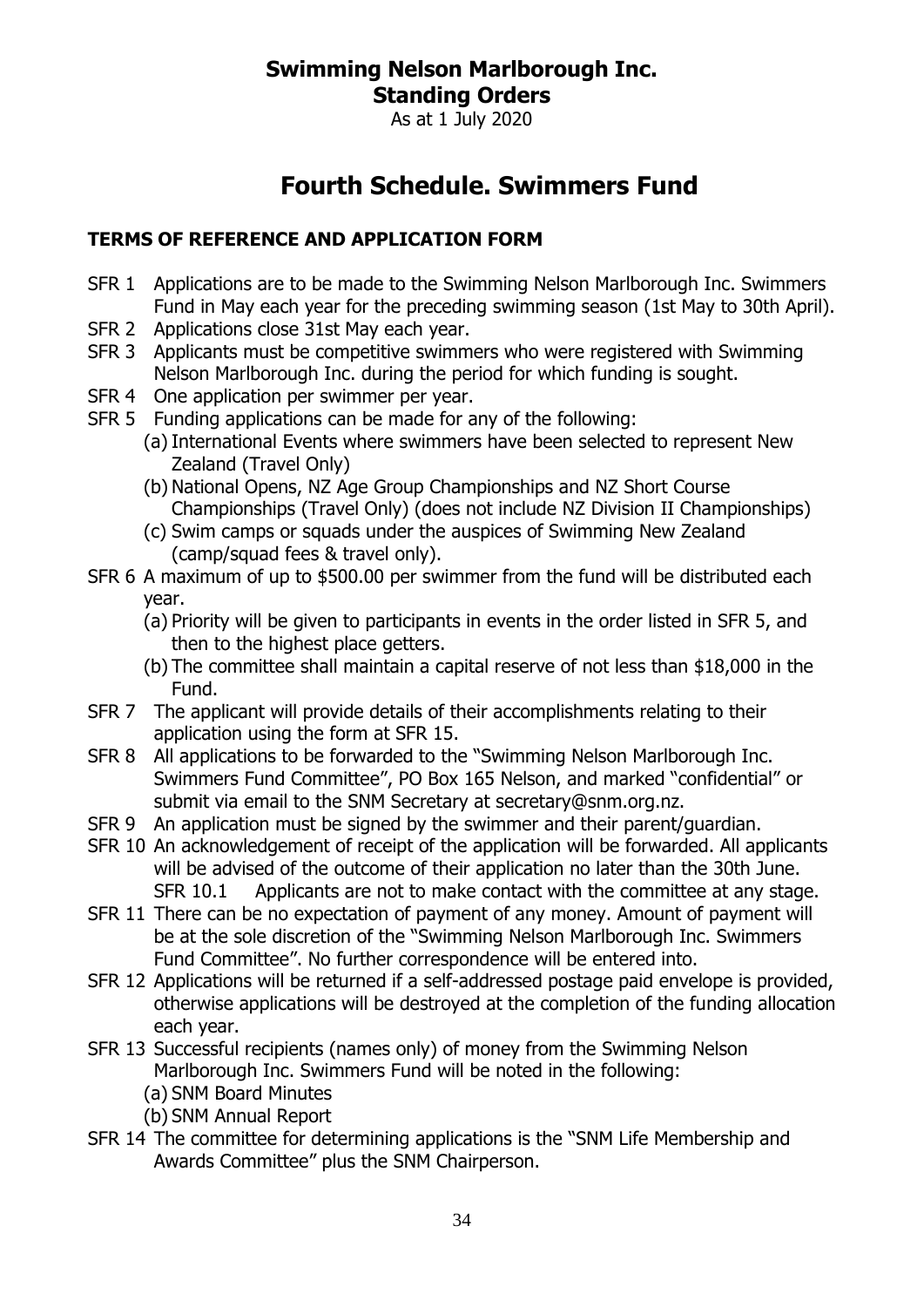# Swimming Nelson Marlborough Inc.
# Standing Orders

As at 1 July 2020

## Fourth Schedule. Swimmers Fund

### TERMS OF REFERENCE AND APPLICATION FORM

SFR 1 Applications are to be made to the Swimming Nelson Marlborough Inc. Swimmers Fund in May each year for the preceding swimming season (1st May to 30th April).

SFR 2 Applications close 31st May each year.

SFR 3 Applicants must be competitive swimmers who were registered with Swimming Nelson Marlborough Inc. during the period for which funding is sought.

SFR 4 One application per swimmer per year.

SFR 5 Funding applications can be made for any of the following:

- (a) International Events where swimmers have been selected to represent New Zealand (Travel Only)
- (b) National Opens, NZ Age Group Championships and NZ Short Course Championships (Travel Only) (does not include NZ Division II Championships)
- (c) Swim camps or squads under the auspices of Swimming New Zealand (camp/squad fees & travel only).

SFR 6 A maximum of up to $500.00 per swimmer from the fund will be distributed each year.

- (a) Priority will be given to participants in events in the order listed in SFR 5, and then to the highest place getters.
- (b) The committee shall maintain a capital reserve of not less than $18,000 in the Fund.

SFR 7 The applicant will provide details of their accomplishments relating to their application using the form at SFR 15.

SFR 8 All applications to be forwarded to the "Swimming Nelson Marlborough Inc. Swimmers Fund Committee", PO Box 165 Nelson, and marked "confidential" or submit via email to the SNM Secretary at secretary@snm.org.nz.

SFR 9 An application must be signed by the swimmer and their parent/guardian.

SFR 10 An acknowledgement of receipt of the application will be forwarded. All applicants will be advised of the outcome of their application no later than the 30th June.

SFR 10.1 Applicants are not to make contact with the committee at any stage.

SFR 11 There can be no expectation of payment of any money. Amount of payment will be at the sole discretion of the "Swimming Nelson Marlborough Inc. Swimmers Fund Committee". No further correspondence will be entered into.

SFR 12 Applications will be returned if a self-addressed postage paid envelope is provided, otherwise applications will be destroyed at the completion of the funding allocation each year.

SFR 13 Successful recipients (names only) of money from the Swimming Nelson Marlborough Inc. Swimmers Fund will be noted in the following:

- (a) SNM Board Minutes
- (b) SNM Annual Report

SFR 14 The committee for determining applications is the "SNM Life Membership and Awards Committee" plus the SNM Chairperson.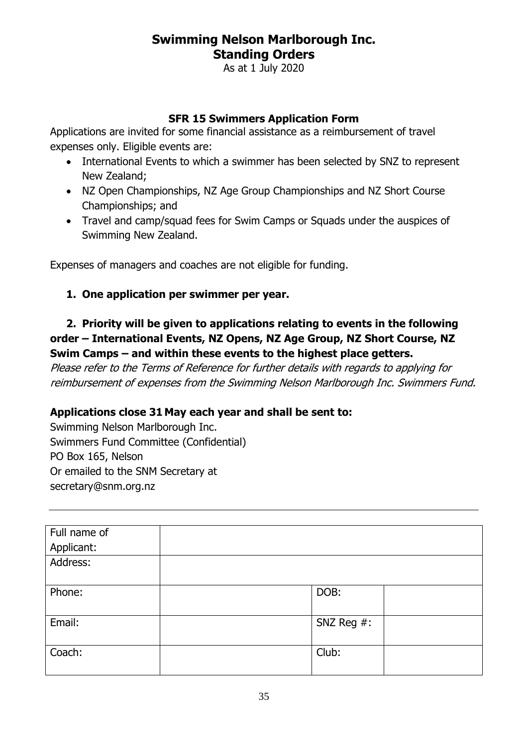# Swimming Nelson Marlborough Inc.
## Standing Orders

As at 1 July 2020

### SFR 15 Swimmers Application Form

Applications are invited for some financial assistance as a reimbursement of travel expenses only. Eligible events are:

- International Events to which a swimmer has been selected by SNZ to represent New Zealand;
- NZ Open Championships, NZ Age Group Championships and NZ Short Course Championships; and
- Travel and camp/squad fees for Swim Camps or Squads under the auspices of Swimming New Zealand.

Expenses of managers and coaches are not eligible for funding.

1. **One application per swimmer per year.**

2. **Priority will be given to applications relating to events in the following order – International Events, NZ Opens, NZ Age Group, NZ Short Course, NZ Swim Camps – and within these events to the highest place getters.**

*Please refer to the Terms of Reference for further details with regards to applying for reimbursement of expenses from the Swimming Nelson Marlborough Inc. Swimmers Fund.*

**Applications close 31 May each year and shall be sent to:**

Swimming Nelson Marlborough Inc.
Swimmers Fund Committee (Confidential)
PO Box 165, Nelson
Or emailed to the SNM Secretary at
secretary@snm.org.nz

---

| Full name of Applicant: | | | |
|---|---|---|---|
| Address: | | | |
| Phone: | | DOB: | |
| Email: | | SNZ Reg #: | |
| Coach: | | Club: | |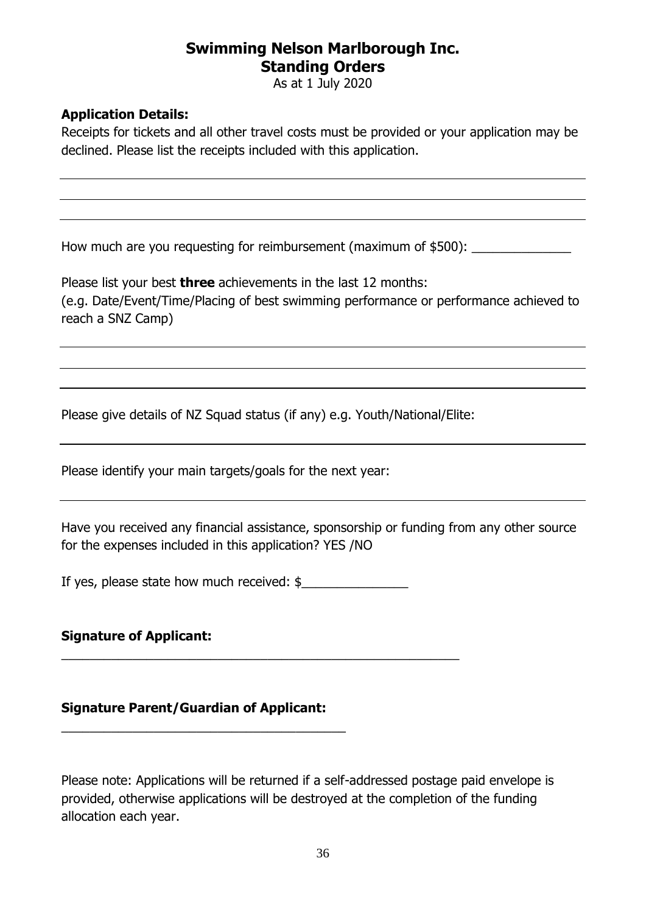# Swimming Nelson Marlborough Inc.
## Standing Orders

As at 1 July 2020

**Application Details:**

Receipts for tickets and all other travel costs must be provided or your application may be declined. Please list the receipts included with this application.

______________________________________________________________________

______________________________________________________________________

______________________________________________________________________

How much are you requesting for reimbursement (maximum of $500): ______________

Please list your best **three** achievements in the last 12 months:
(e.g. Date/Event/Time/Placing of best swimming performance or performance achieved to reach a SNZ Camp)

______________________________________________________________________

______________________________________________________________________

______________________________________________________________________

Please give details of NZ Squad status (if any) e.g. Youth/National/Elite:

______________________________________________________________________

Please identify your main targets/goals for the next year:

______________________________________________________________________

Have you received any financial assistance, sponsorship or funding from any other source for the expenses included in this application? YES /NO

If yes, please state how much received: $_______________

**Signature of Applicant:**

_________________________________________________________

**Signature Parent/Guardian of Applicant:**

________________________________________

Please note: Applications will be returned if a self-addressed postage paid envelope is provided, otherwise applications will be destroyed at the completion of the funding allocation each year.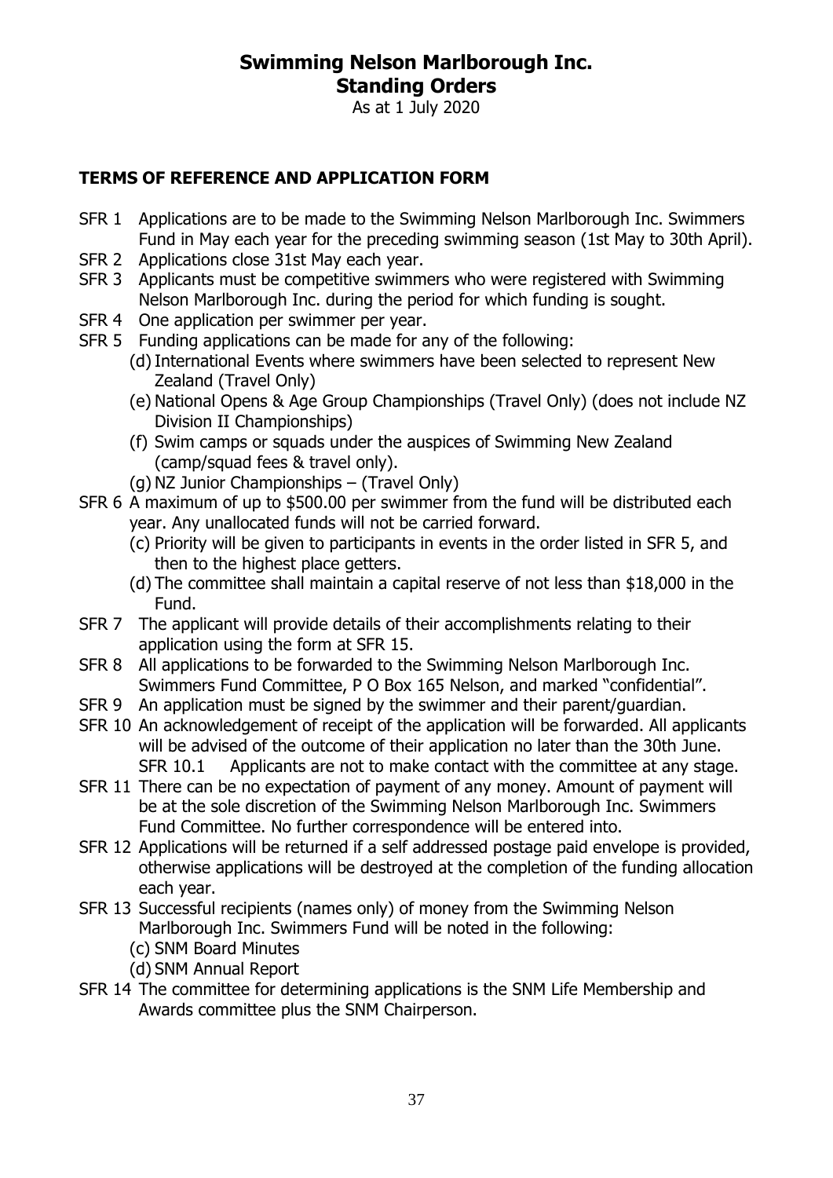# Swimming Nelson Marlborough Inc.
## Standing Orders

As at 1 July 2020

### TERMS OF REFERENCE AND APPLICATION FORM

SFR 1 Applications are to be made to the Swimming Nelson Marlborough Inc. Swimmers Fund in May each year for the preceding swimming season (1st May to 30th April).

SFR 2 Applications close 31st May each year.

SFR 3 Applicants must be competitive swimmers who were registered with Swimming Nelson Marlborough Inc. during the period for which funding is sought.

SFR 4 One application per swimmer per year.

SFR 5 Funding applications can be made for any of the following:

- (d) International Events where swimmers have been selected to represent New Zealand (Travel Only)
- (e) National Opens & Age Group Championships (Travel Only) (does not include NZ Division II Championships)
- (f) Swim camps or squads under the auspices of Swimming New Zealand (camp/squad fees & travel only).
- (g) NZ Junior Championships – (Travel Only)

SFR 6 A maximum of up to $500.00 per swimmer from the fund will be distributed each year. Any unallocated funds will not be carried forward.

- (c) Priority will be given to participants in events in the order listed in SFR 5, and then to the highest place getters.
- (d) The committee shall maintain a capital reserve of not less than $18,000 in the Fund.

SFR 7 The applicant will provide details of their accomplishments relating to their application using the form at SFR 15.

SFR 8 All applications to be forwarded to the Swimming Nelson Marlborough Inc. Swimmers Fund Committee, P O Box 165 Nelson, and marked "confidential".

SFR 9 An application must be signed by the swimmer and their parent/guardian.

SFR 10 An acknowledgement of receipt of the application will be forwarded. All applicants will be advised of the outcome of their application no later than the 30th June.

SFR 10.1 Applicants are not to make contact with the committee at any stage.

SFR 11 There can be no expectation of payment of any money. Amount of payment will be at the sole discretion of the Swimming Nelson Marlborough Inc. Swimmers Fund Committee. No further correspondence will be entered into.

SFR 12 Applications will be returned if a self addressed postage paid envelope is provided, otherwise applications will be destroyed at the completion of the funding allocation each year.

SFR 13 Successful recipients (names only) of money from the Swimming Nelson Marlborough Inc. Swimmers Fund will be noted in the following:

- (c) SNM Board Minutes
- (d) SNM Annual Report

SFR 14 The committee for determining applications is the SNM Life Membership and Awards committee plus the SNM Chairperson.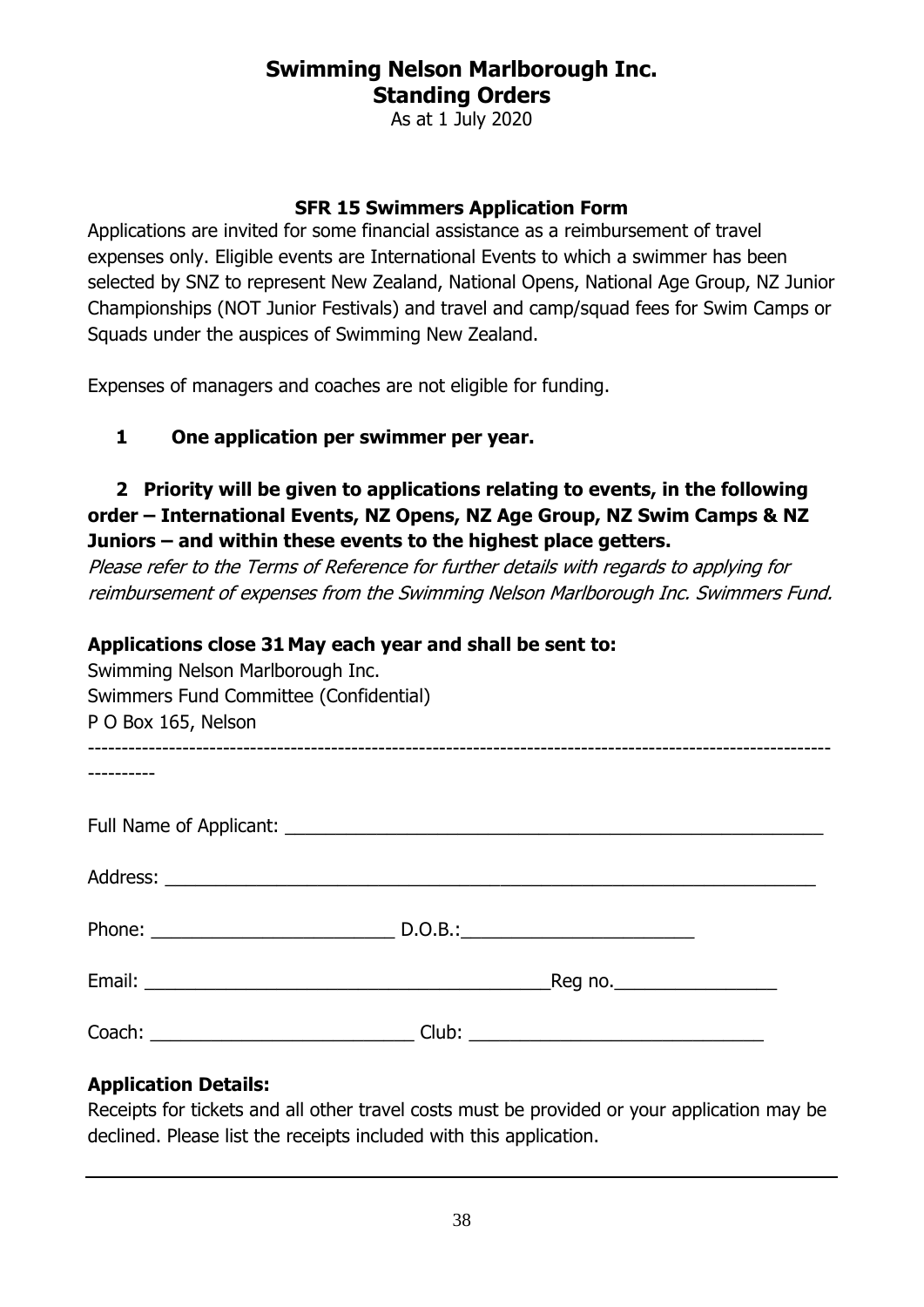# Swimming Nelson Marlborough Inc.
# Standing Orders

As at 1 July 2020

### SFR 15 Swimmers Application Form

Applications are invited for some financial assistance as a reimbursement of travel expenses only. Eligible events are International Events to which a swimmer has been selected by SNZ to represent New Zealand, National Opens, National Age Group, NZ Junior Championships (NOT Junior Festivals) and travel and camp/squad fees for Swim Camps or Squads under the auspices of Swimming New Zealand.

Expenses of managers and coaches are not eligible for funding.

**1 One application per swimmer per year.**

**2 Priority will be given to applications relating to events, in the following order – International Events, NZ Opens, NZ Age Group, NZ Swim Camps & NZ Juniors – and within these events to the highest place getters.**

*Please refer to the Terms of Reference for further details with regards to applying for reimbursement of expenses from the Swimming Nelson Marlborough Inc. Swimmers Fund.*

**Applications close 31 May each year and shall be sent to:**

Swimming Nelson Marlborough Inc.
Swimmers Fund Committee (Confidential)
P O Box 165, Nelson

------------------------------------------------------------------------------------------------------------------

Full Name of Applicant: ______________________________________________________

Address: ______________________________________________________________

Phone: ________________________ D.O.B.:________________________

Email: ________________________________________Reg no.________________

Coach: __________________________ Club: _____________________________

**Application Details:**

Receipts for tickets and all other travel costs must be provided or your application may be declined. Please list the receipts included with this application.

______________________________________________________________________________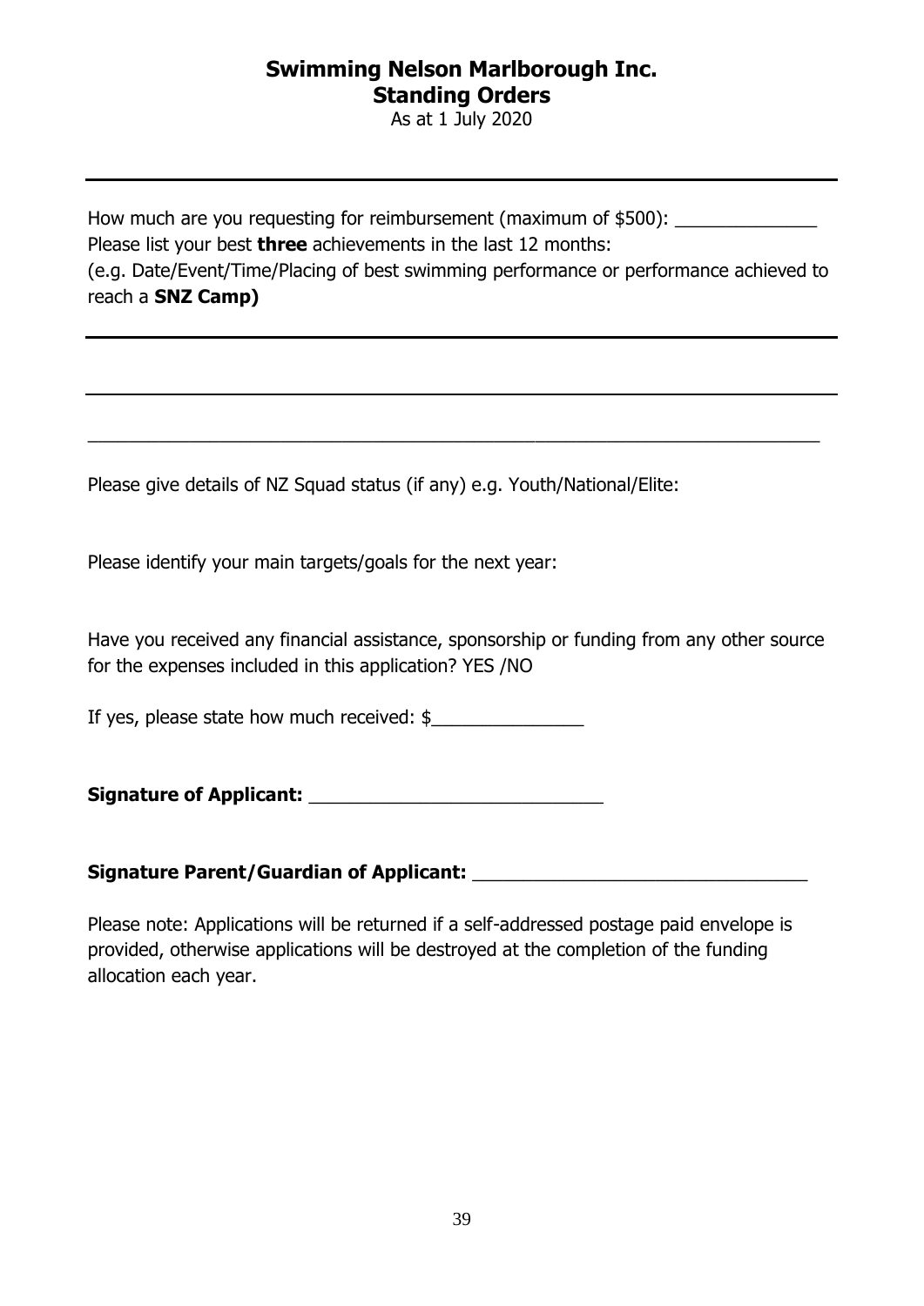How much are you requesting for reimbursement (maximum of $500): ______________

Please list your best **three** achievements in the last 12 months:

(e.g. Date/Event/Time/Placing of best swimming performance or performance achieved to reach a **SNZ Camp)**

_________________________________________________________________________

_________________________________________________________________________

_________________________________________________________________________

Please give details of NZ Squad status (if any) e.g. Youth/National/Elite:

Please identify your main targets/goals for the next year:

Have you received any financial assistance, sponsorship or funding from any other source for the expenses included in this application? YES /NO

If yes, please state how much received: $_______________

**Signature of Applicant:** ____________________________

**Signature Parent/Guardian of Applicant:** ________________________________

Please note: Applications will be returned if a self-addressed postage paid envelope is provided, otherwise applications will be destroyed at the completion of the funding allocation each year.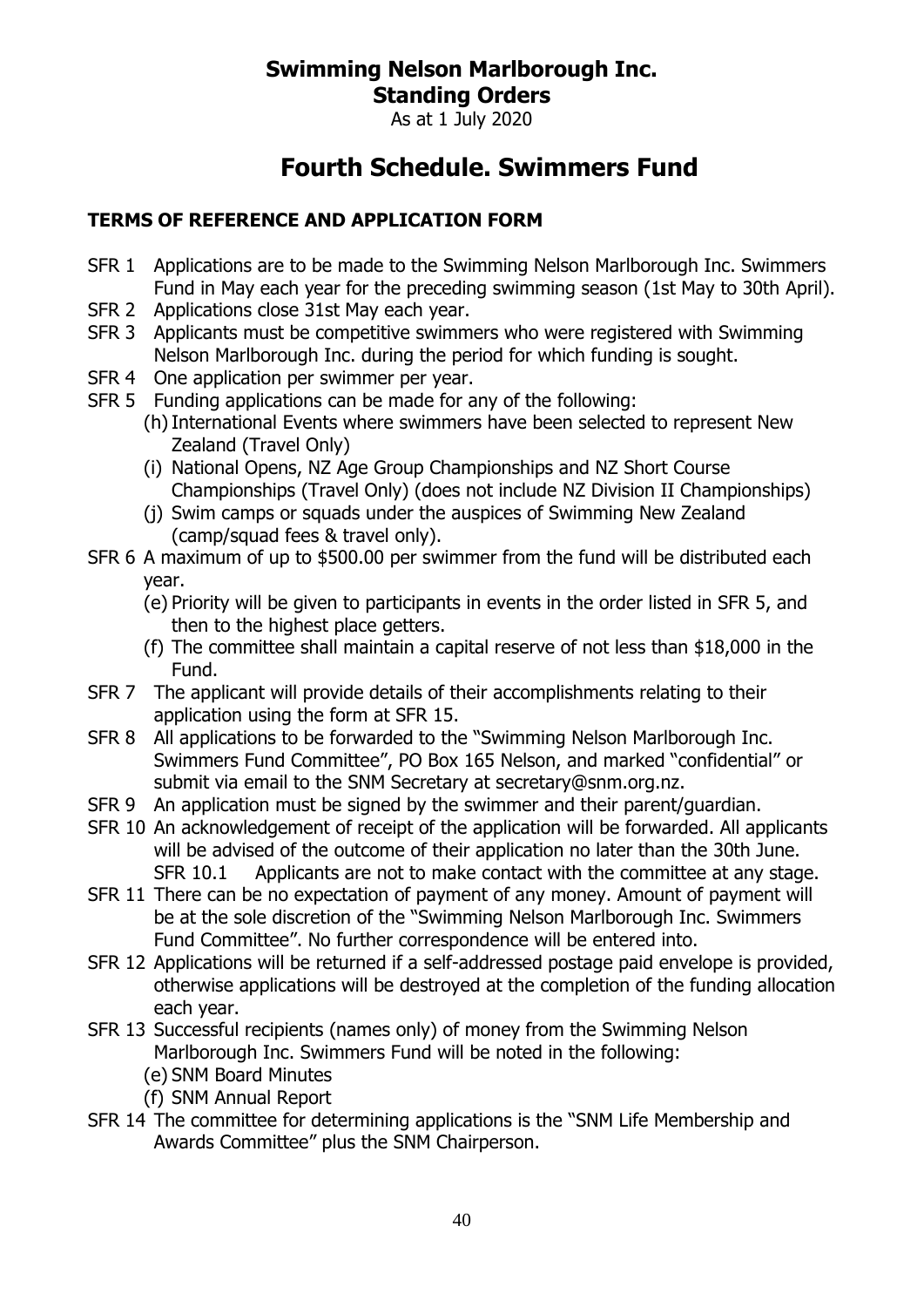**Swimming Nelson Marlborough Inc.**
**Standing Orders**
As at 1 July 2020

# Fourth Schedule. Swimmers Fund

## TERMS OF REFERENCE AND APPLICATION FORM

SFR 1 Applications are to be made to the Swimming Nelson Marlborough Inc. Swimmers Fund in May each year for the preceding swimming season (1st May to 30th April).

SFR 2 Applications close 31st May each year.

SFR 3 Applicants must be competitive swimmers who were registered with Swimming Nelson Marlborough Inc. during the period for which funding is sought.

SFR 4 One application per swimmer per year.

SFR 5 Funding applications can be made for any of the following:

- (h) International Events where swimmers have been selected to represent New Zealand (Travel Only)
- (i) National Opens, NZ Age Group Championships and NZ Short Course Championships (Travel Only) (does not include NZ Division II Championships)
- (j) Swim camps or squads under the auspices of Swimming New Zealand (camp/squad fees & travel only).

SFR 6 A maximum of up to $500.00 per swimmer from the fund will be distributed each year.

- (e) Priority will be given to participants in events in the order listed in SFR 5, and then to the highest place getters.
- (f) The committee shall maintain a capital reserve of not less than $18,000 in the Fund.

SFR 7 The applicant will provide details of their accomplishments relating to their application using the form at SFR 15.

SFR 8 All applications to be forwarded to the "Swimming Nelson Marlborough Inc. Swimmers Fund Committee", PO Box 165 Nelson, and marked "confidential" or submit via email to the SNM Secretary at secretary@snm.org.nz.

SFR 9 An application must be signed by the swimmer and their parent/guardian.

SFR 10 An acknowledgement of receipt of the application will be forwarded. All applicants will be advised of the outcome of their application no later than the 30th June.

SFR 10.1 Applicants are not to make contact with the committee at any stage.

SFR 11 There can be no expectation of payment of any money. Amount of payment will be at the sole discretion of the "Swimming Nelson Marlborough Inc. Swimmers Fund Committee". No further correspondence will be entered into.

SFR 12 Applications will be returned if a self-addressed postage paid envelope is provided, otherwise applications will be destroyed at the completion of the funding allocation each year.

SFR 13 Successful recipients (names only) of money from the Swimming Nelson Marlborough Inc. Swimmers Fund will be noted in the following:

- (e) SNM Board Minutes
- (f) SNM Annual Report

SFR 14 The committee for determining applications is the "SNM Life Membership and Awards Committee" plus the SNM Chairperson.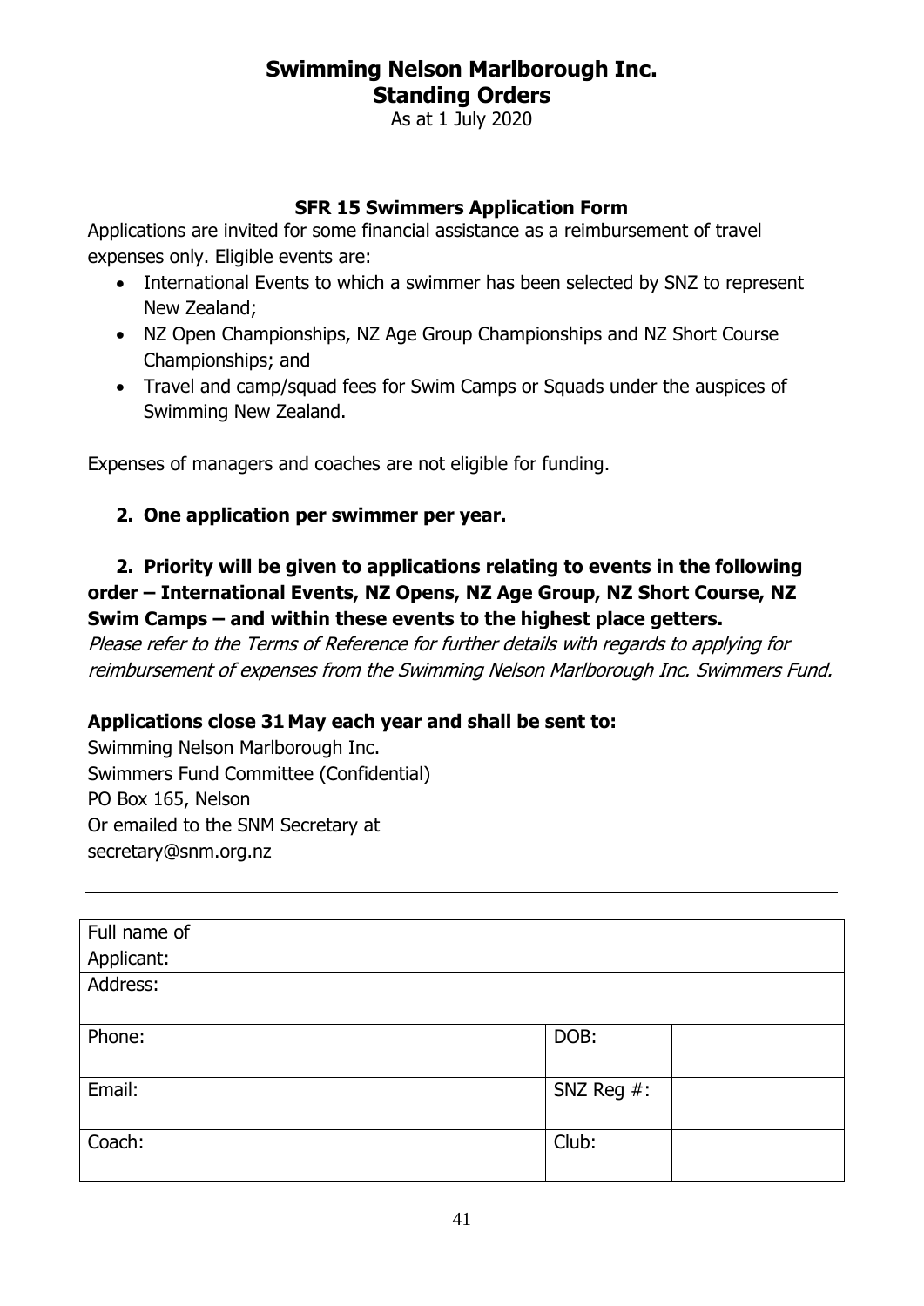# Swimming Nelson Marlborough Inc.
# Standing Orders

As at 1 July 2020

### SFR 15 Swimmers Application Form

Applications are invited for some financial assistance as a reimbursement of travel expenses only. Eligible events are:

- International Events to which a swimmer has been selected by SNZ to represent New Zealand;
- NZ Open Championships, NZ Age Group Championships and NZ Short Course Championships; and
- Travel and camp/squad fees for Swim Camps or Squads under the auspices of Swimming New Zealand.

Expenses of managers and coaches are not eligible for funding.

**2. One application per swimmer per year.**

**2. Priority will be given to applications relating to events in the following order – International Events, NZ Opens, NZ Age Group, NZ Short Course, NZ Swim Camps – and within these events to the highest place getters.**

*Please refer to the Terms of Reference for further details with regards to applying for reimbursement of expenses from the Swimming Nelson Marlborough Inc. Swimmers Fund.*

**Applications close 31 May each year and shall be sent to:**

Swimming Nelson Marlborough Inc.
Swimmers Fund Committee (Confidential)
PO Box 165, Nelson
Or emailed to the SNM Secretary at
secretary@snm.org.nz

---

| Full name of Applicant: | | | |
|---|---|---|---|
| Address: | | | |
| Phone: | | DOB: | |
| Email: | | SNZ Reg #: | |
| Coach: | | Club: | |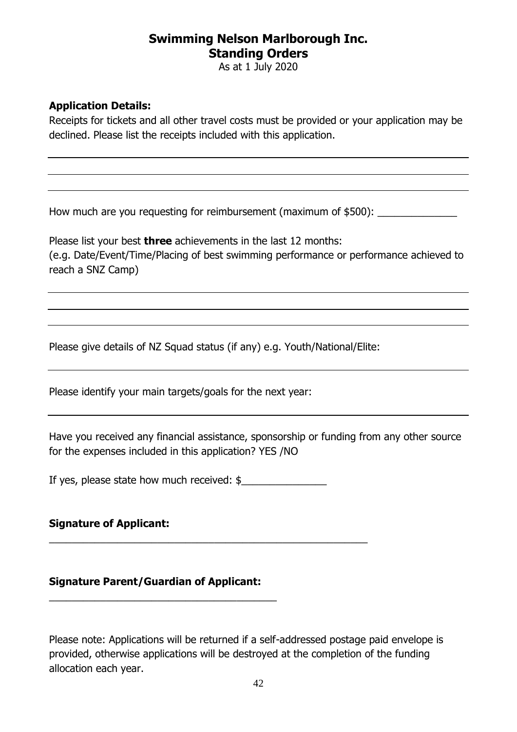**Swimming Nelson Marlborough Inc.**
**Standing Orders**
As at 1 July 2020

**Application Details:**

Receipts for tickets and all other travel costs must be provided or your application may be declined. Please list the receipts included with this application.

\_\_\_\_\_\_\_\_\_\_\_\_\_\_\_\_\_\_\_\_\_\_\_\_\_\_\_\_\_\_\_\_\_\_\_\_\_\_\_\_\_\_\_\_\_\_\_\_\_\_\_\_\_\_\_\_\_\_\_\_

\_\_\_\_\_\_\_\_\_\_\_\_\_\_\_\_\_\_\_\_\_\_\_\_\_\_\_\_\_\_\_\_\_\_\_\_\_\_\_\_\_\_\_\_\_\_\_\_\_\_\_\_\_\_\_\_\_\_\_\_

\_\_\_\_\_\_\_\_\_\_\_\_\_\_\_\_\_\_\_\_\_\_\_\_\_\_\_\_\_\_\_\_\_\_\_\_\_\_\_\_\_\_\_\_\_\_\_\_\_\_\_\_\_\_\_\_\_\_\_\_

How much are you requesting for reimbursement (maximum of $500): \_\_\_\_\_\_\_\_\_\_\_\_\_\_

Please list your best **three** achievements in the last 12 months:
(e.g. Date/Event/Time/Placing of best swimming performance or performance achieved to reach a SNZ Camp)

\_\_\_\_\_\_\_\_\_\_\_\_\_\_\_\_\_\_\_\_\_\_\_\_\_\_\_\_\_\_\_\_\_\_\_\_\_\_\_\_\_\_\_\_\_\_\_\_\_\_\_\_\_\_\_\_\_\_\_\_

\_\_\_\_\_\_\_\_\_\_\_\_\_\_\_\_\_\_\_\_\_\_\_\_\_\_\_\_\_\_\_\_\_\_\_\_\_\_\_\_\_\_\_\_\_\_\_\_\_\_\_\_\_\_\_\_\_\_\_\_

\_\_\_\_\_\_\_\_\_\_\_\_\_\_\_\_\_\_\_\_\_\_\_\_\_\_\_\_\_\_\_\_\_\_\_\_\_\_\_\_\_\_\_\_\_\_\_\_\_\_\_\_\_\_\_\_\_\_\_\_

Please give details of NZ Squad status (if any) e.g. Youth/National/Elite:

\_\_\_\_\_\_\_\_\_\_\_\_\_\_\_\_\_\_\_\_\_\_\_\_\_\_\_\_\_\_\_\_\_\_\_\_\_\_\_\_\_\_\_\_\_\_\_\_\_\_\_\_\_\_\_\_\_\_\_\_

Please identify your main targets/goals for the next year:

\_\_\_\_\_\_\_\_\_\_\_\_\_\_\_\_\_\_\_\_\_\_\_\_\_\_\_\_\_\_\_\_\_\_\_\_\_\_\_\_\_\_\_\_\_\_\_\_\_\_\_\_\_\_\_\_\_\_\_\_

Have you received any financial assistance, sponsorship or funding from any other source for the expenses included in this application? YES /NO

If yes, please state how much received: $\_\_\_\_\_\_\_\_\_\_\_\_\_\_\_

**Signature of Applicant:**

\_\_\_\_\_\_\_\_\_\_\_\_\_\_\_\_\_\_\_\_\_\_\_\_\_\_\_\_\_\_\_\_\_\_\_\_\_\_\_\_\_\_\_\_\_\_\_\_\_\_\_\_\_\_

**Signature Parent/Guardian of Applicant:**

\_\_\_\_\_\_\_\_\_\_\_\_\_\_\_\_\_\_\_\_\_\_\_\_\_\_\_\_\_\_\_\_\_\_\_\_\_\_\_\_

Please note: Applications will be returned if a self-addressed postage paid envelope is provided, otherwise applications will be destroyed at the completion of the funding allocation each year.